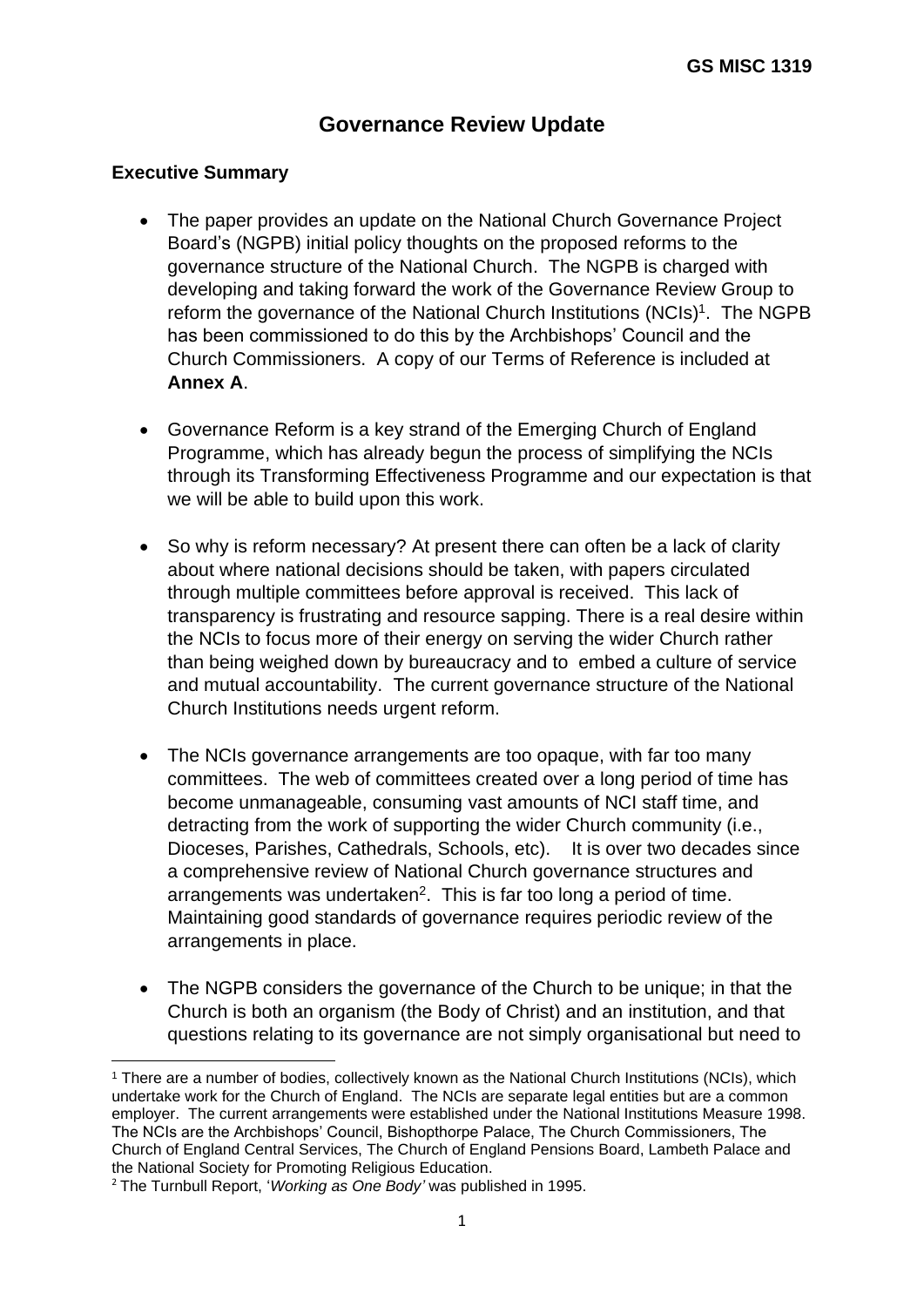GS MISC 1319

# Governance Review Update

## Executive Summary

- The paper provides an update on the National Church Governance Project Board's (NGPB) initial policy thoughts on the proposed reforms to the governance structure of the National Church. The NGPB is charged with developing and taking forward the work of the Governance Review Group to reform the governance of the National Church Institutions (NCIs)[1]. The NGPB has been commissioned to do this by the Archbishops' Council and the Church Commissioners. A copy of our Terms of Reference is included at **Annex A**.

- Governance Reform is a key strand of the Emerging Church of England Programme, which has already begun the process of simplifying the NCIs through its Transforming Effectiveness Programme and our expectation is that we will be able to build upon this work.

- So why is reform necessary? At present there can often be a lack of clarity about where national decisions should be taken, with papers circulated through multiple committees before approval is received. This lack of transparency is frustrating and resource sapping. There is a real desire within the NCIs to focus more of their energy on serving the wider Church rather than being weighed down by bureaucracy and to embed a culture of service and mutual accountability. The current governance structure of the National Church Institutions needs urgent reform.

- The NCIs governance arrangements are too opaque, with far too many committees. The web of committees created over a long period of time has become unmanageable, consuming vast amounts of NCI staff time, and detracting from the work of supporting the wider Church community (i.e., Dioceses, Parishes, Cathedrals, Schools, etc). It is over two decades since a comprehensive review of National Church governance structures and arrangements was undertaken[2]. This is far too long a period of time. Maintaining good standards of governance requires periodic review of the arrangements in place.

- The NGPB considers the governance of the Church to be unique; in that the Church is both an organism (the Body of Christ) and an institution, and that questions relating to its governance are not simply organisational but need to

---

[1] There are a number of bodies, collectively known as the National Church Institutions (NCIs), which undertake work for the Church of England. The NCIs are separate legal entities but are a common employer. The current arrangements were established under the National Institutions Measure 1998. The NCIs are the Archbishops' Council, Bishopthorpe Palace, The Church Commissioners, The Church of England Central Services, The Church of England Pensions Board, Lambeth Palace and the National Society for Promoting Religious Education.

[2] The Turnbull Report, '*Working as One Body*' was published in 1995.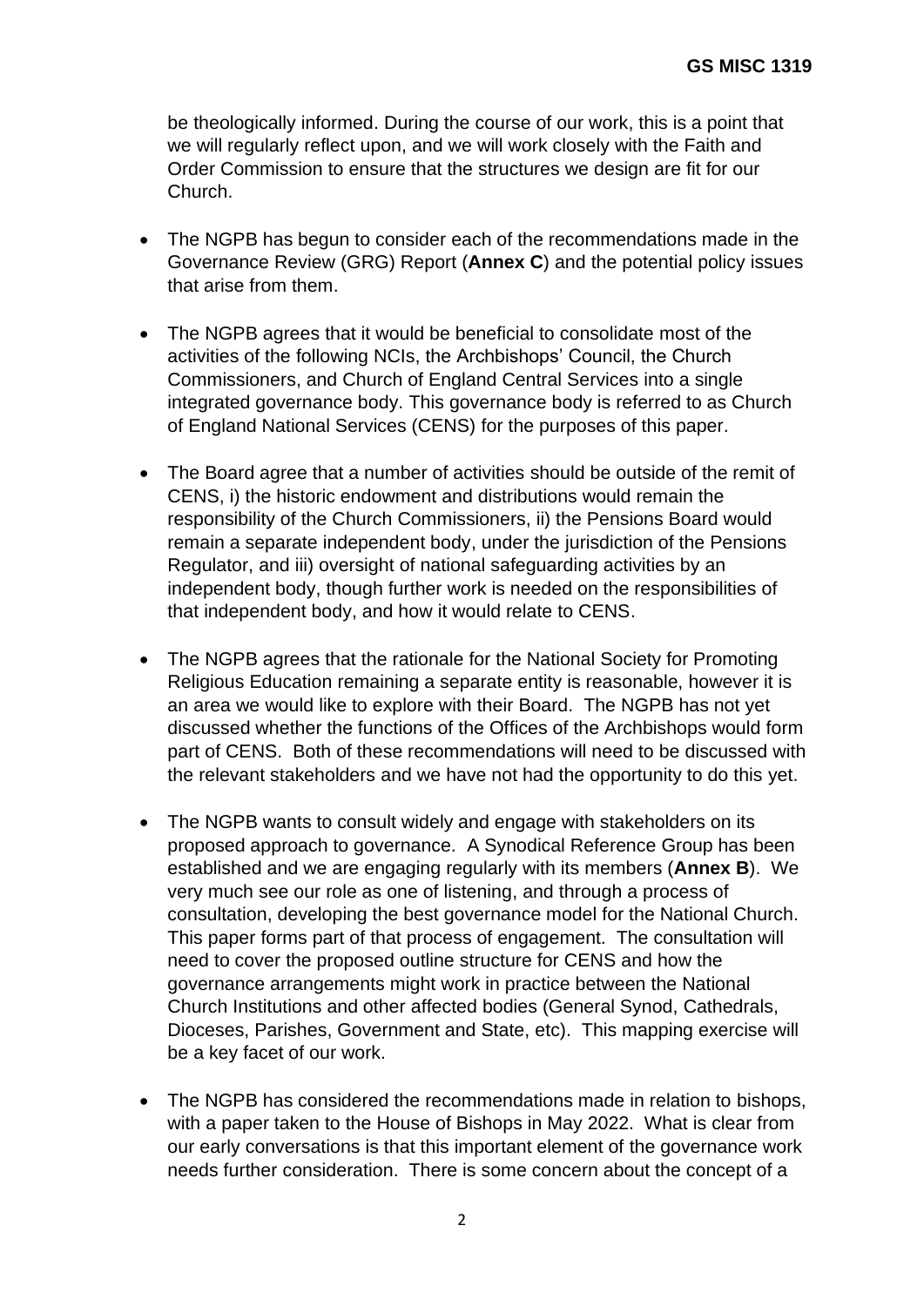be theologically informed. During the course of our work, this is a point that we will regularly reflect upon, and we will work closely with the Faith and Order Commission to ensure that the structures we design are fit for our Church.

- The NGPB has begun to consider each of the recommendations made in the Governance Review (GRG) Report (**Annex C**) and the potential policy issues that arise from them.

- The NGPB agrees that it would be beneficial to consolidate most of the activities of the following NCIs, the Archbishops' Council, the Church Commissioners, and Church of England Central Services into a single integrated governance body. This governance body is referred to as Church of England National Services (CENS) for the purposes of this paper.

- The Board agree that a number of activities should be outside of the remit of CENS, i) the historic endowment and distributions would remain the responsibility of the Church Commissioners, ii) the Pensions Board would remain a separate independent body, under the jurisdiction of the Pensions Regulator, and iii) oversight of national safeguarding activities by an independent body, though further work is needed on the responsibilities of that independent body, and how it would relate to CENS.

- The NGPB agrees that the rationale for the National Society for Promoting Religious Education remaining a separate entity is reasonable, however it is an area we would like to explore with their Board. The NGPB has not yet discussed whether the functions of the Offices of the Archbishops would form part of CENS. Both of these recommendations will need to be discussed with the relevant stakeholders and we have not had the opportunity to do this yet.

- The NGPB wants to consult widely and engage with stakeholders on its proposed approach to governance. A Synodical Reference Group has been established and we are engaging regularly with its members (**Annex B**). We very much see our role as one of listening, and through a process of consultation, developing the best governance model for the National Church. This paper forms part of that process of engagement. The consultation will need to cover the proposed outline structure for CENS and how the governance arrangements might work in practice between the National Church Institutions and other affected bodies (General Synod, Cathedrals, Dioceses, Parishes, Government and State, etc). This mapping exercise will be a key facet of our work.

- The NGPB has considered the recommendations made in relation to bishops, with a paper taken to the House of Bishops in May 2022. What is clear from our early conversations is that this important element of the governance work needs further consideration. There is some concern about the concept of a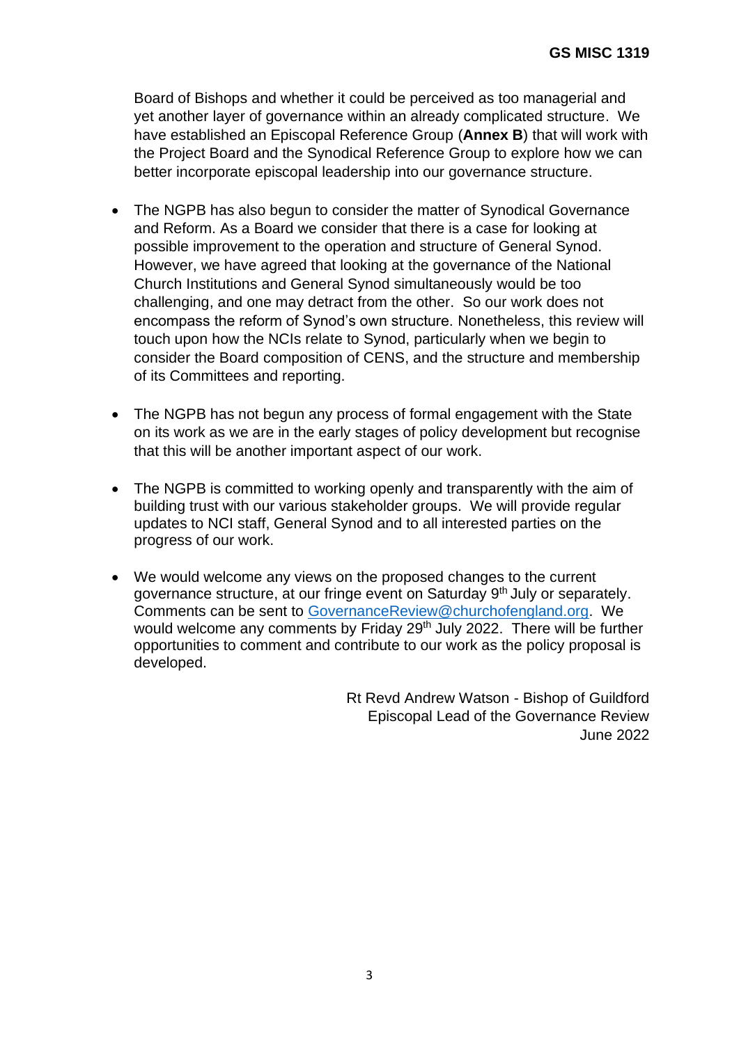Board of Bishops and whether it could be perceived as too managerial and yet another layer of governance within an already complicated structure. We have established an Episcopal Reference Group (**Annex B**) that will work with the Project Board and the Synodical Reference Group to explore how we can better incorporate episcopal leadership into our governance structure.

- The NGPB has also begun to consider the matter of Synodical Governance and Reform. As a Board we consider that there is a case for looking at possible improvement to the operation and structure of General Synod. However, we have agreed that looking at the governance of the National Church Institutions and General Synod simultaneously would be too challenging, and one may detract from the other. So our work does not encompass the reform of Synod's own structure. Nonetheless, this review will touch upon how the NCIs relate to Synod, particularly when we begin to consider the Board composition of CENS, and the structure and membership of its Committees and reporting.

- The NGPB has not begun any process of formal engagement with the State on its work as we are in the early stages of policy development but recognise that this will be another important aspect of our work.

- The NGPB is committed to working openly and transparently with the aim of building trust with our various stakeholder groups. We will provide regular updates to NCI staff, General Synod and to all interested parties on the progress of our work.

- We would welcome any views on the proposed changes to the current governance structure, at our fringe event on Saturday 9th July or separately. Comments can be sent to GovernanceReview@churchofengland.org. We would welcome any comments by Friday 29th July 2022. There will be further opportunities to comment and contribute to our work as the policy proposal is developed.

Rt Revd Andrew Watson - Bishop of Guildford
Episcopal Lead of the Governance Review
June 2022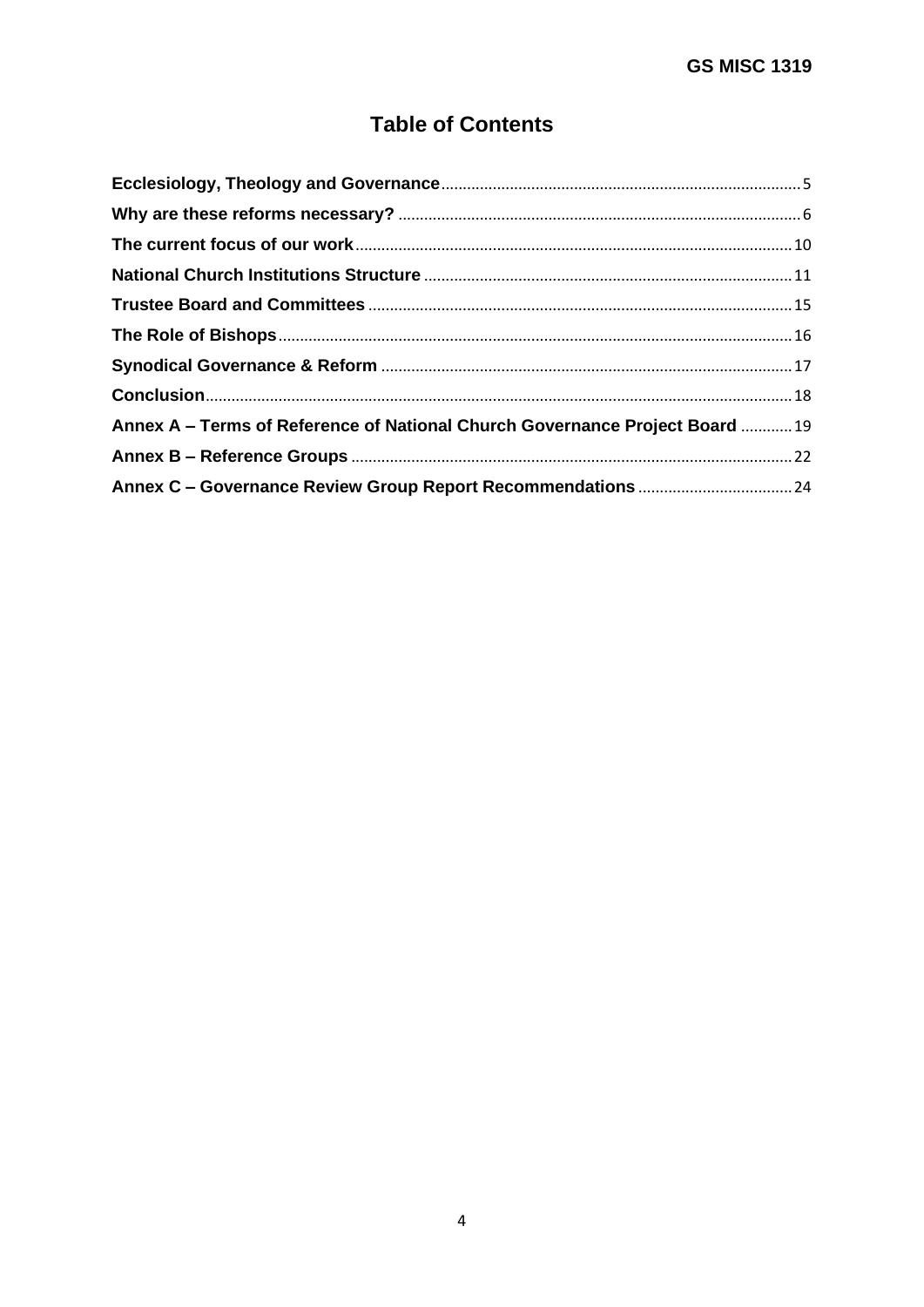# Table of Contents

**Ecclesiology, Theology and Governance** .......... 5

**Why are these reforms necessary?** .......... 6

**The current focus of our work** .......... 10

**National Church Institutions Structure** .......... 11

**Trustee Board and Committees** .......... 15

**The Role of Bishops** .......... 16

**Synodical Governance & Reform** .......... 17

**Conclusion** .......... 18

**Annex A – Terms of Reference of National Church Governance Project Board** .......... 19

**Annex B – Reference Groups** .......... 22

**Annex C – Governance Review Group Report Recommendations** .......... 24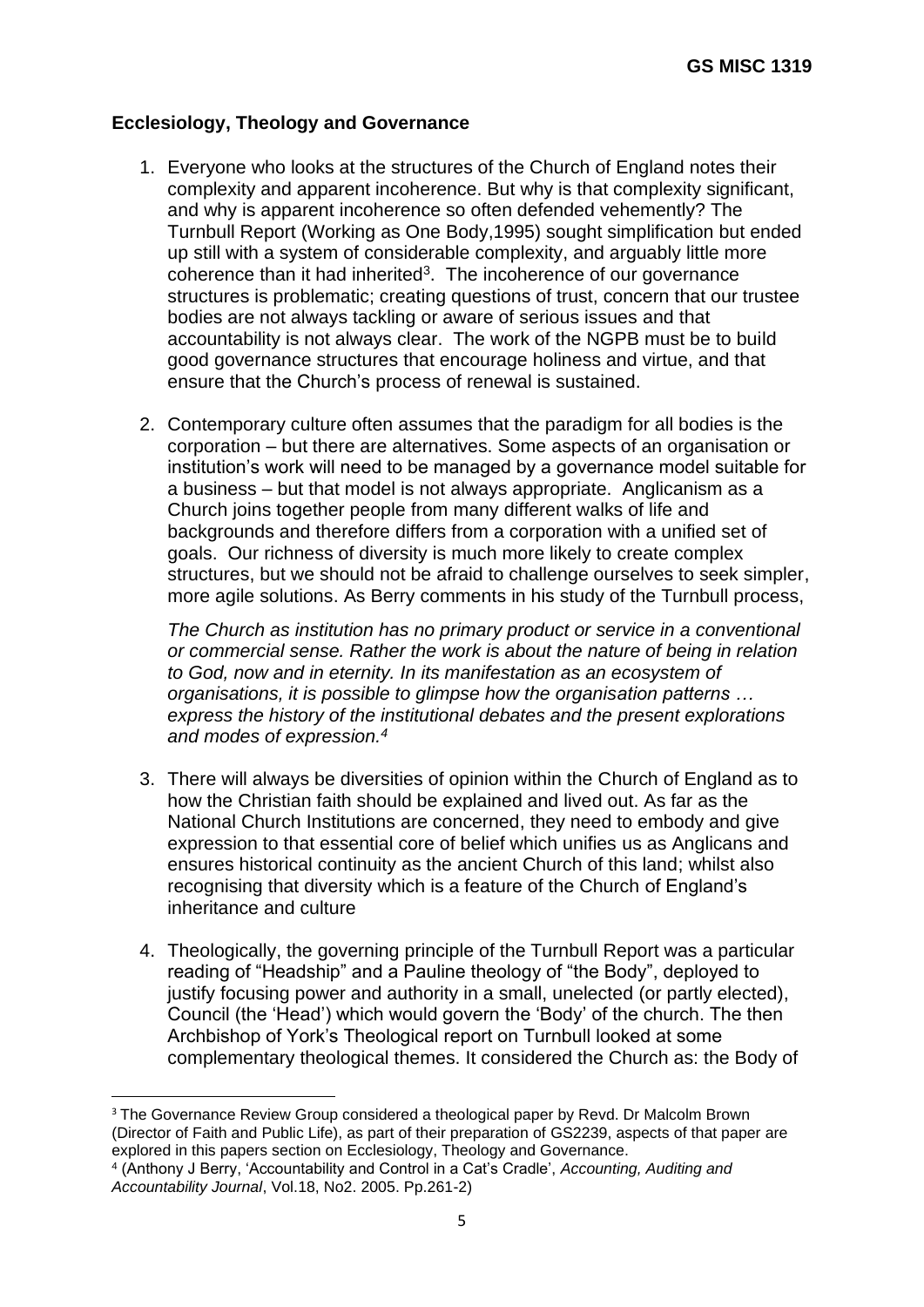## Ecclesiology, Theology and Governance

1. Everyone who looks at the structures of the Church of England notes their complexity and apparent incoherence. But why is that complexity significant, and why is apparent incoherence so often defended vehemently? The Turnbull Report (Working as One Body,1995) sought simplification but ended up still with a system of considerable complexity, and arguably little more coherence than it had inherited[3]. The incoherence of our governance structures is problematic; creating questions of trust, concern that our trustee bodies are not always tackling or aware of serious issues and that accountability is not always clear. The work of the NGPB must be to build good governance structures that encourage holiness and virtue, and that ensure that the Church's process of renewal is sustained.

2. Contemporary culture often assumes that the paradigm for all bodies is the corporation – but there are alternatives. Some aspects of an organisation or institution's work will need to be managed by a governance model suitable for a business – but that model is not always appropriate. Anglicanism as a Church joins together people from many different walks of life and backgrounds and therefore differs from a corporation with a unified set of goals. Our richness of diversity is much more likely to create complex structures, but we should not be afraid to challenge ourselves to seek simpler, more agile solutions. As Berry comments in his study of the Turnbull process,

   *The Church as institution has no primary product or service in a conventional or commercial sense. Rather the work is about the nature of being in relation to God, now and in eternity. In its manifestation as an ecosystem of organisations, it is possible to glimpse how the organisation patterns … express the history of the institutional debates and the present explorations and modes of expression.[4]*

3. There will always be diversities of opinion within the Church of England as to how the Christian faith should be explained and lived out. As far as the National Church Institutions are concerned, they need to embody and give expression to that essential core of belief which unifies us as Anglicans and ensures historical continuity as the ancient Church of this land; whilst also recognising that diversity which is a feature of the Church of England's inheritance and culture

4. Theologically, the governing principle of the Turnbull Report was a particular reading of "Headship" and a Pauline theology of "the Body", deployed to justify focusing power and authority in a small, unelected (or partly elected), Council (the 'Head') which would govern the 'Body' of the church. The then Archbishop of York's Theological report on Turnbull looked at some complementary theological themes. It considered the Church as: the Body of

---

[3] The Governance Review Group considered a theological paper by Revd. Dr Malcolm Brown (Director of Faith and Public Life), as part of their preparation of GS2239, aspects of that paper are explored in this papers section on Ecclesiology, Theology and Governance.

[4] (Anthony J Berry, 'Accountability and Control in a Cat's Cradle', *Accounting, Auditing and Accountability Journal*, Vol.18, No2. 2005. Pp.261-2)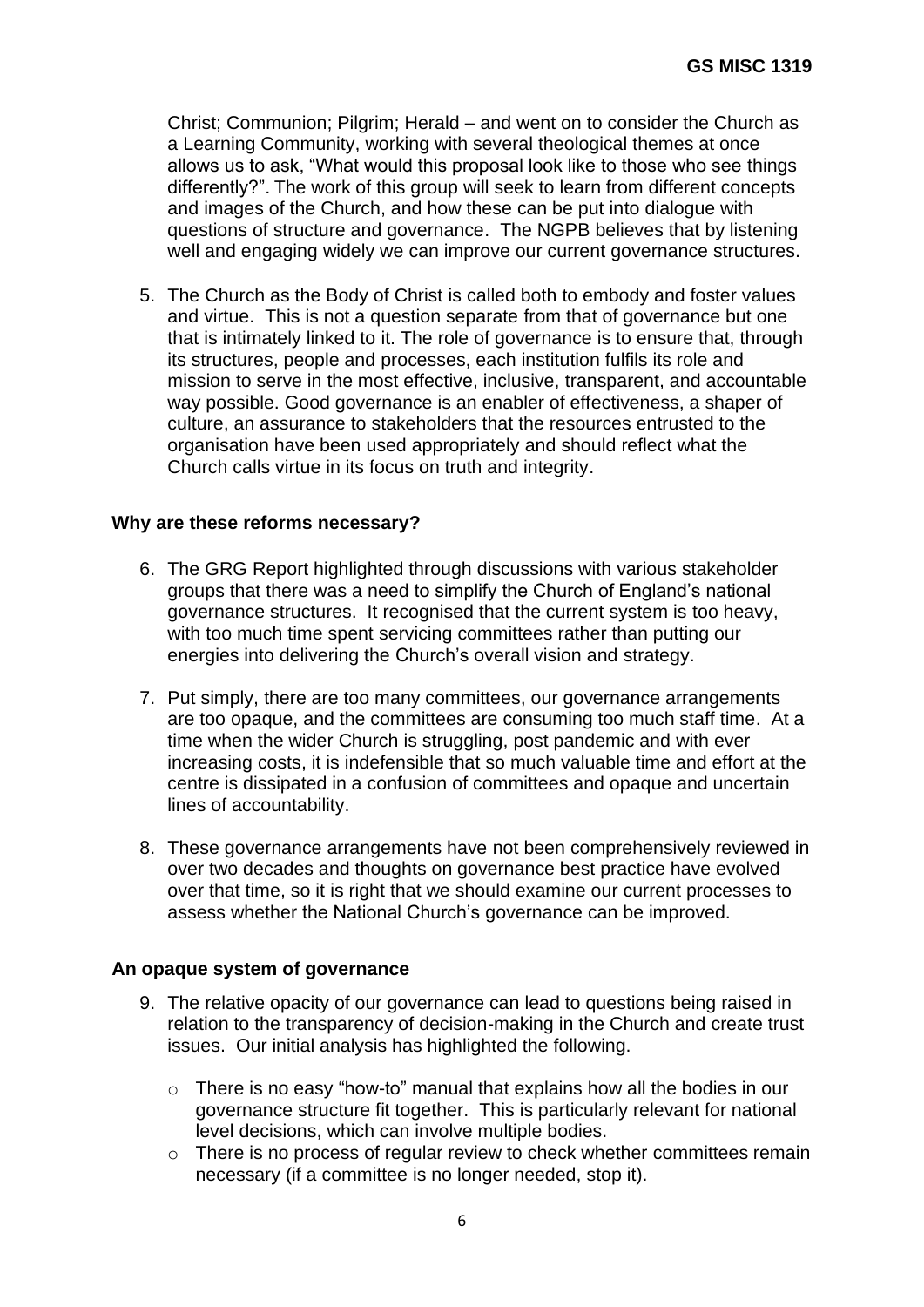Christ; Communion; Pilgrim; Herald – and went on to consider the Church as a Learning Community, working with several theological themes at once allows us to ask, "What would this proposal look like to those who see things differently?". The work of this group will seek to learn from different concepts and images of the Church, and how these can be put into dialogue with questions of structure and governance. The NGPB believes that by listening well and engaging widely we can improve our current governance structures.

5. The Church as the Body of Christ is called both to embody and foster values and virtue. This is not a question separate from that of governance but one that is intimately linked to it. The role of governance is to ensure that, through its structures, people and processes, each institution fulfils its role and mission to serve in the most effective, inclusive, transparent, and accountable way possible. Good governance is an enabler of effectiveness, a shaper of culture, an assurance to stakeholders that the resources entrusted to the organisation have been used appropriately and should reflect what the Church calls virtue in its focus on truth and integrity.

**Why are these reforms necessary?**

6. The GRG Report highlighted through discussions with various stakeholder groups that there was a need to simplify the Church of England's national governance structures. It recognised that the current system is too heavy, with too much time spent servicing committees rather than putting our energies into delivering the Church's overall vision and strategy.

7. Put simply, there are too many committees, our governance arrangements are too opaque, and the committees are consuming too much staff time. At a time when the wider Church is struggling, post pandemic and with ever increasing costs, it is indefensible that so much valuable time and effort at the centre is dissipated in a confusion of committees and opaque and uncertain lines of accountability.

8. These governance arrangements have not been comprehensively reviewed in over two decades and thoughts on governance best practice have evolved over that time, so it is right that we should examine our current processes to assess whether the National Church's governance can be improved.

**An opaque system of governance**

9. The relative opacity of our governance can lead to questions being raised in relation to the transparency of decision-making in the Church and create trust issues. Our initial analysis has highlighted the following.

   - There is no easy "how-to" manual that explains how all the bodies in our governance structure fit together. This is particularly relevant for national level decisions, which can involve multiple bodies.
   - There is no process of regular review to check whether committees remain necessary (if a committee is no longer needed, stop it).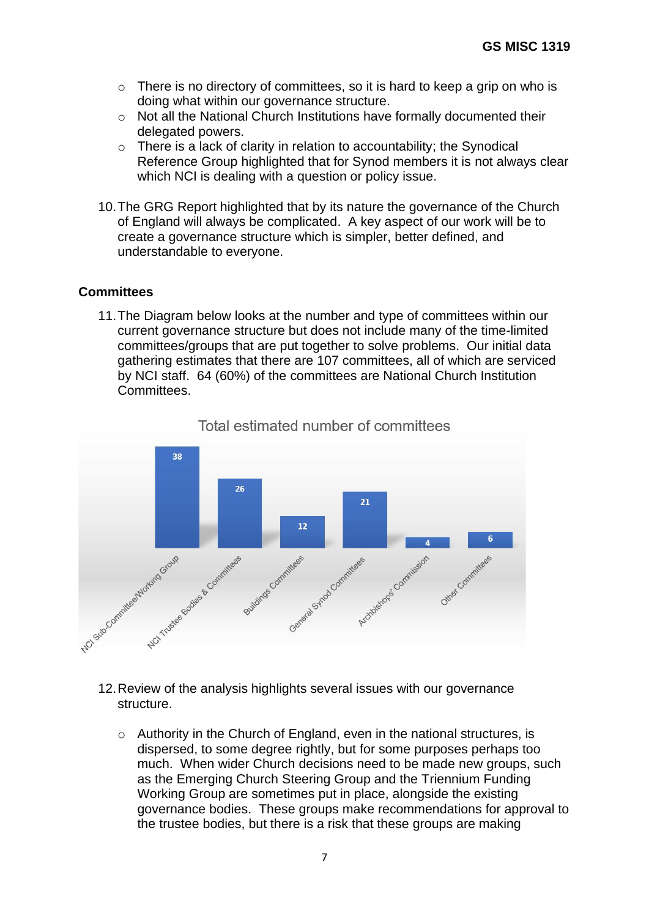- There is no directory of committees, so it is hard to keep a grip on who is doing what within our governance structure.
- Not all the National Church Institutions have formally documented their delegated powers.
- There is a lack of clarity in relation to accountability; the Synodical Reference Group highlighted that for Synod members it is not always clear which NCI is dealing with a question or policy issue.

10. The GRG Report highlighted that by its nature the governance of the Church of England will always be complicated. A key aspect of our work will be to create a governance structure which is simpler, better defined, and understandable to everyone.

## Committees

11. The Diagram below looks at the number and type of committees within our current governance structure but does not include many of the time-limited committees/groups that are put together to solve problems. Our initial data gathering estimates that there are 107 committees, all of which are serviced by NCI staff. 64 (60%) of the committees are National Church Institution Committees.

**Total estimated number of committees**

| Committee type | Number |
|---|---|
| NCI Sub-Committee/Working Group | 38 |
| NCI Trustee Bodies & Committees | 26 |
| Buildings Committees | 12 |
| General Synod Committees | 21 |
| Archbishops' Commission | 4 |
| Other Committees | 6 |

12. Review of the analysis highlights several issues with our governance structure.

- Authority in the Church of England, even in the national structures, is dispersed, to some degree rightly, but for some purposes perhaps too much. When wider Church decisions need to be made new groups, such as the Emerging Church Steering Group and the Triennium Funding Working Group are sometimes put in place, alongside the existing governance bodies. These groups make recommendations for approval to the trustee bodies, but there is a risk that these groups are making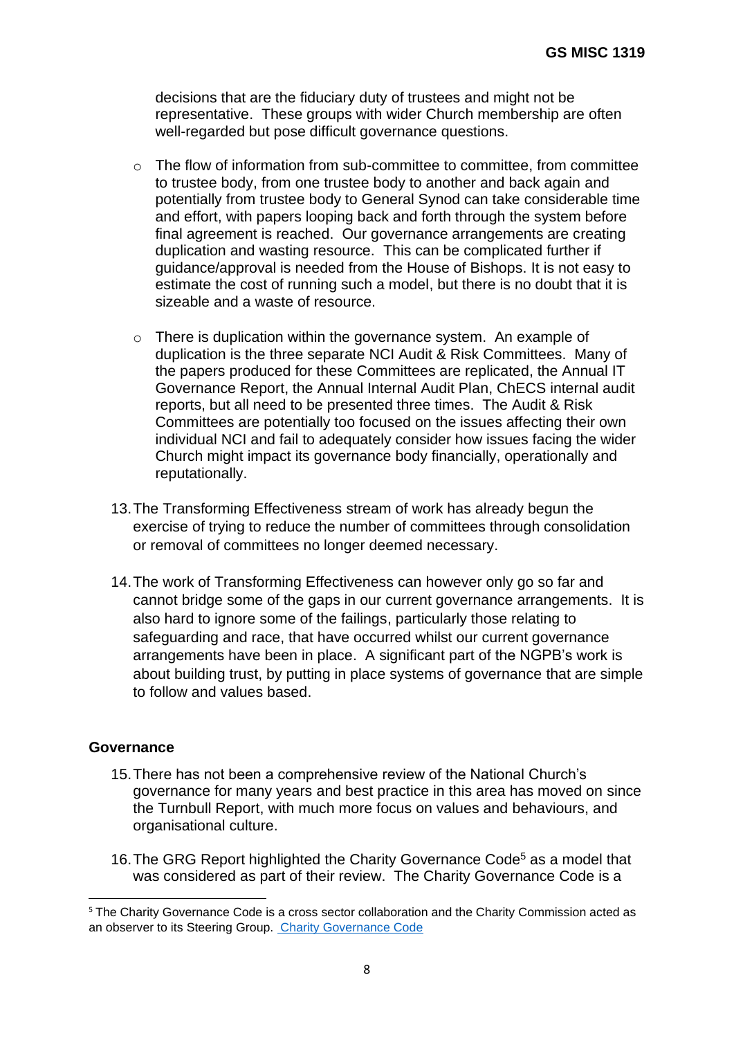decisions that are the fiduciary duty of trustees and might not be representative. These groups with wider Church membership are often well-regarded but pose difficult governance questions.

- The flow of information from sub-committee to committee, from committee to trustee body, from one trustee body to another and back again and potentially from trustee body to General Synod can take considerable time and effort, with papers looping back and forth through the system before final agreement is reached. Our governance arrangements are creating duplication and wasting resource. This can be complicated further if guidance/approval is needed from the House of Bishops. It is not easy to estimate the cost of running such a model, but there is no doubt that it is sizeable and a waste of resource.

- There is duplication within the governance system. An example of duplication is the three separate NCI Audit & Risk Committees. Many of the papers produced for these Committees are replicated, the Annual IT Governance Report, the Annual Internal Audit Plan, ChECS internal audit reports, but all need to be presented three times. The Audit & Risk Committees are potentially too focused on the issues affecting their own individual NCI and fail to adequately consider how issues facing the wider Church might impact its governance body financially, operationally and reputationally.

13. The Transforming Effectiveness stream of work has already begun the exercise of trying to reduce the number of committees through consolidation or removal of committees no longer deemed necessary.

14. The work of Transforming Effectiveness can however only go so far and cannot bridge some of the gaps in our current governance arrangements. It is also hard to ignore some of the failings, particularly those relating to safeguarding and race, that have occurred whilst our current governance arrangements have been in place. A significant part of the NGPB's work is about building trust, by putting in place systems of governance that are simple to follow and values based.

## Governance

15. There has not been a comprehensive review of the National Church's governance for many years and best practice in this area has moved on since the Turnbull Report, with much more focus on values and behaviours, and organisational culture.

16. The GRG Report highlighted the Charity Governance Code[5] as a model that was considered as part of their review. The Charity Governance Code is a

[5] The Charity Governance Code is a cross sector collaboration and the Charity Commission acted as an observer to its Steering Group. [Charity Governance Code]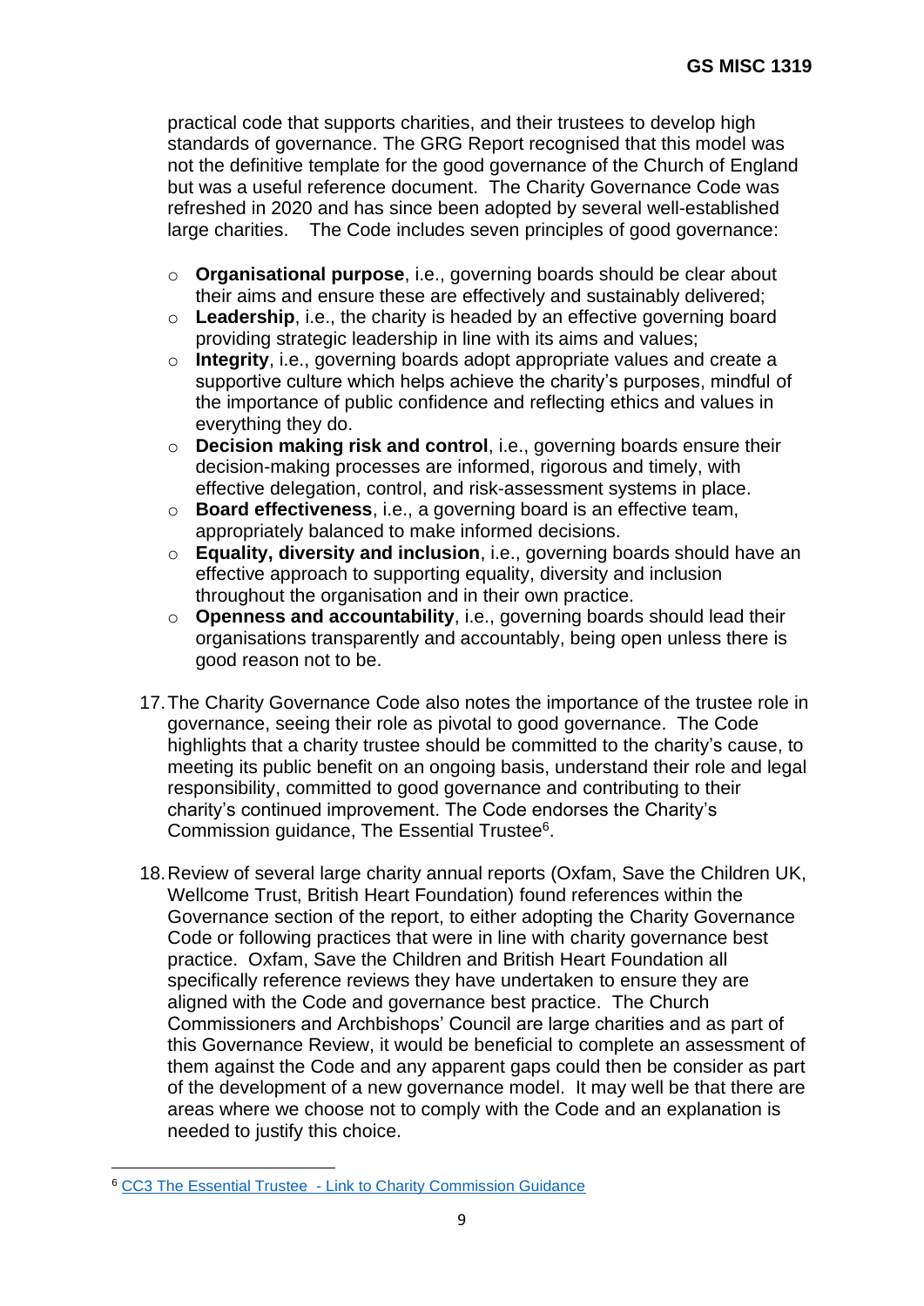practical code that supports charities, and their trustees to develop high standards of governance. The GRG Report recognised that this model was not the definitive template for the good governance of the Church of England but was a useful reference document. The Charity Governance Code was refreshed in 2020 and has since been adopted by several well-established large charities. The Code includes seven principles of good governance:

- **Organisational purpose**, i.e., governing boards should be clear about their aims and ensure these are effectively and sustainably delivered;
- **Leadership**, i.e., the charity is headed by an effective governing board providing strategic leadership in line with its aims and values;
- **Integrity**, i.e., governing boards adopt appropriate values and create a supportive culture which helps achieve the charity's purposes, mindful of the importance of public confidence and reflecting ethics and values in everything they do.
- **Decision making risk and control**, i.e., governing boards ensure their decision-making processes are informed, rigorous and timely, with effective delegation, control, and risk-assessment systems in place.
- **Board effectiveness**, i.e., a governing board is an effective team, appropriately balanced to make informed decisions.
- **Equality, diversity and inclusion**, i.e., governing boards should have an effective approach to supporting equality, diversity and inclusion throughout the organisation and in their own practice.
- **Openness and accountability**, i.e., governing boards should lead their organisations transparently and accountably, being open unless there is good reason not to be.

17. The Charity Governance Code also notes the importance of the trustee role in governance, seeing their role as pivotal to good governance. The Code highlights that a charity trustee should be committed to the charity's cause, to meeting its public benefit on an ongoing basis, understand their role and legal responsibility, committed to good governance and contributing to their charity's continued improvement. The Code endorses the Charity's Commission guidance, The Essential Trustee[6].

18. Review of several large charity annual reports (Oxfam, Save the Children UK, Wellcome Trust, British Heart Foundation) found references within the Governance section of the report, to either adopting the Charity Governance Code or following practices that were in line with charity governance best practice. Oxfam, Save the Children and British Heart Foundation all specifically reference reviews they have undertaken to ensure they are aligned with the Code and governance best practice. The Church Commissioners and Archbishops' Council are large charities and as part of this Governance Review, it would be beneficial to complete an assessment of them against the Code and any apparent gaps could then be consider as part of the development of a new governance model. It may well be that there are areas where we choose not to comply with the Code and an explanation is needed to justify this choice.

[6] CC3 The Essential Trustee - Link to Charity Commission Guidance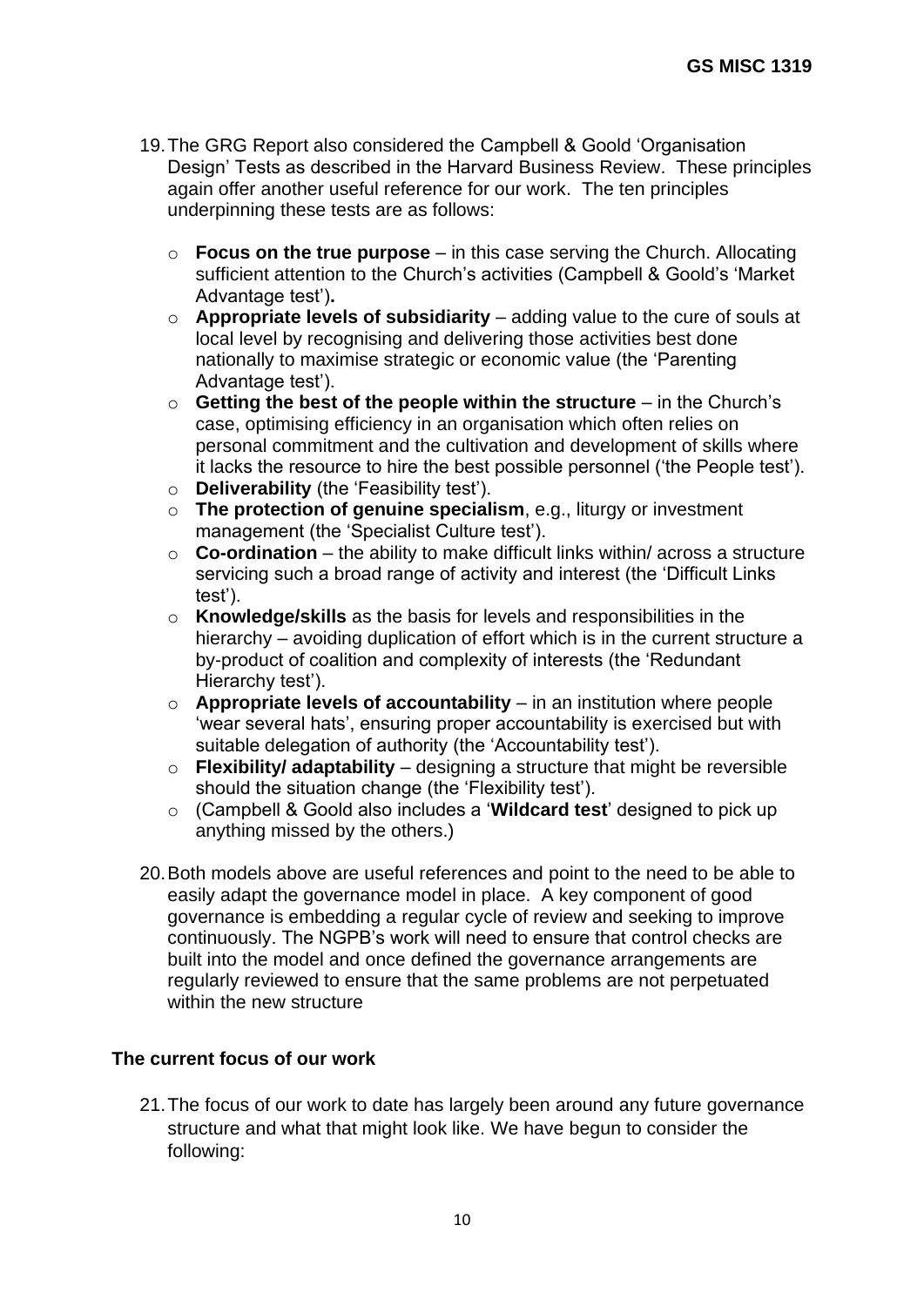19. The GRG Report also considered the Campbell & Goold 'Organisation Design' Tests as described in the Harvard Business Review. These principles again offer another useful reference for our work. The ten principles underpinning these tests are as follows:

    - **Focus on the true purpose** – in this case serving the Church. Allocating sufficient attention to the Church's activities (Campbell & Goold's 'Market Advantage test')**.**
    - **Appropriate levels of subsidiarity** – adding value to the cure of souls at local level by recognising and delivering those activities best done nationally to maximise strategic or economic value (the 'Parenting Advantage test').
    - **Getting the best of the people within the structure** – in the Church's case, optimising efficiency in an organisation which often relies on personal commitment and the cultivation and development of skills where it lacks the resource to hire the best possible personnel ('the People test').
    - **Deliverability** (the 'Feasibility test').
    - **The protection of genuine specialism**, e.g., liturgy or investment management (the 'Specialist Culture test').
    - **Co-ordination** – the ability to make difficult links within/ across a structure servicing such a broad range of activity and interest (the 'Difficult Links test').
    - **Knowledge/skills** as the basis for levels and responsibilities in the hierarchy – avoiding duplication of effort which is in the current structure a by-product of coalition and complexity of interests (the 'Redundant Hierarchy test').
    - **Appropriate levels of accountability** – in an institution where people 'wear several hats', ensuring proper accountability is exercised but with suitable delegation of authority (the 'Accountability test').
    - **Flexibility/ adaptability** – designing a structure that might be reversible should the situation change (the 'Flexibility test').
    - (Campbell & Goold also includes a '**Wildcard test**' designed to pick up anything missed by the others.)

20. Both models above are useful references and point to the need to be able to easily adapt the governance model in place. A key component of good governance is embedding a regular cycle of review and seeking to improve continuously. The NGPB's work will need to ensure that control checks are built into the model and once defined the governance arrangements are regularly reviewed to ensure that the same problems are not perpetuated within the new structure

## The current focus of our work

21. The focus of our work to date has largely been around any future governance structure and what that might look like. We have begun to consider the following: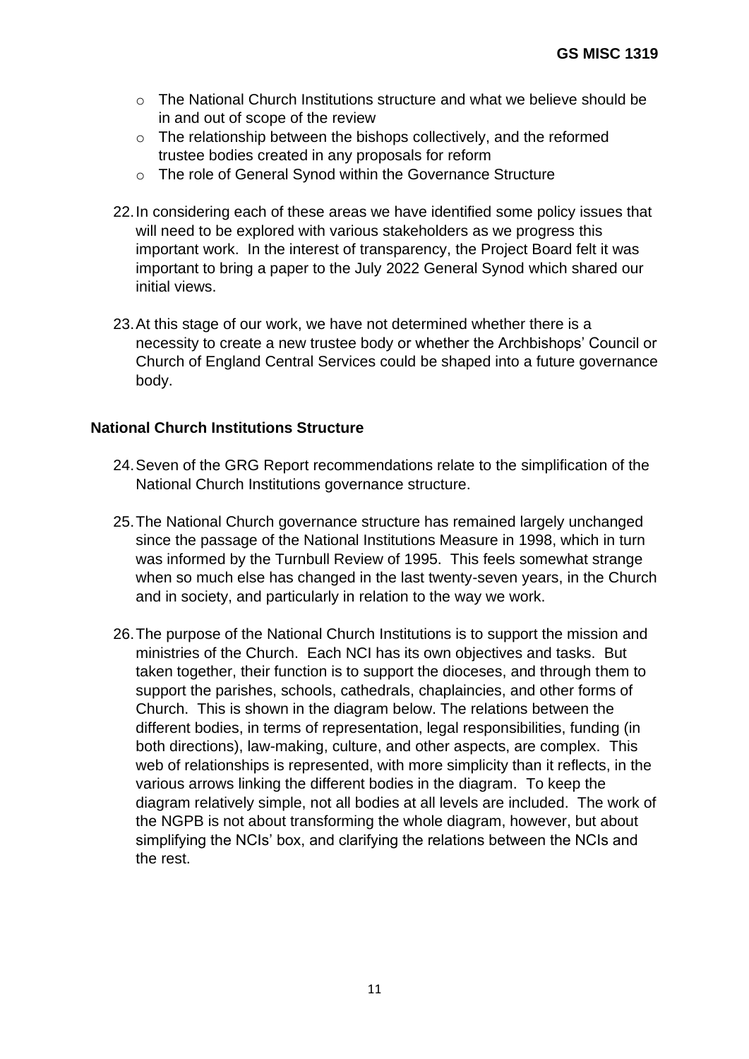- The National Church Institutions structure and what we believe should be in and out of scope of the review
- The relationship between the bishops collectively, and the reformed trustee bodies created in any proposals for reform
- The role of General Synod within the Governance Structure

22. In considering each of these areas we have identified some policy issues that will need to be explored with various stakeholders as we progress this important work. In the interest of transparency, the Project Board felt it was important to bring a paper to the July 2022 General Synod which shared our initial views.

23. At this stage of our work, we have not determined whether there is a necessity to create a new trustee body or whether the Archbishops' Council or Church of England Central Services could be shaped into a future governance body.

### National Church Institutions Structure

24. Seven of the GRG Report recommendations relate to the simplification of the National Church Institutions governance structure.

25. The National Church governance structure has remained largely unchanged since the passage of the National Institutions Measure in 1998, which in turn was informed by the Turnbull Review of 1995. This feels somewhat strange when so much else has changed in the last twenty-seven years, in the Church and in society, and particularly in relation to the way we work.

26. The purpose of the National Church Institutions is to support the mission and ministries of the Church. Each NCI has its own objectives and tasks. But taken together, their function is to support the dioceses, and through them to support the parishes, schools, cathedrals, chaplaincies, and other forms of Church. This is shown in the diagram below. The relations between the different bodies, in terms of representation, legal responsibilities, funding (in both directions), law-making, culture, and other aspects, are complex. This web of relationships is represented, with more simplicity than it reflects, in the various arrows linking the different bodies in the diagram. To keep the diagram relatively simple, not all bodies at all levels are included. The work of the NGPB is not about transforming the whole diagram, however, but about simplifying the NCIs' box, and clarifying the relations between the NCIs and the rest.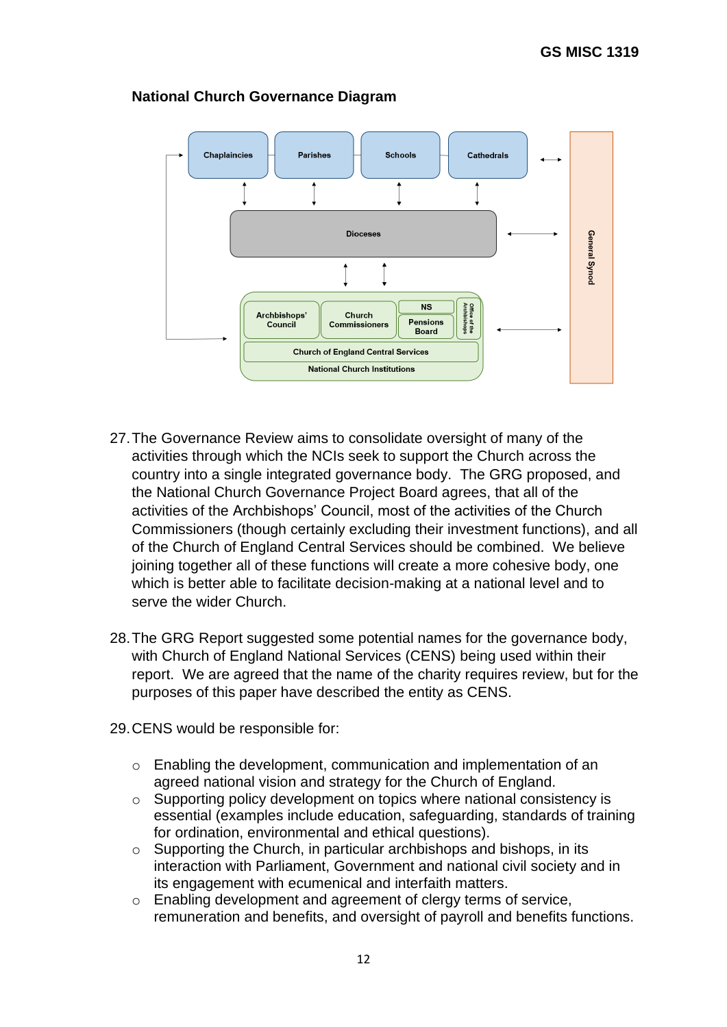**National Church Governance Diagram**

Chaplaincies | Parishes | Schools | Cathedrals

Dioceses

Archbishops' Council | Church Commissioners | NS | Pensions Board | Office of the Archbishops

Church of England Central Services

National Church Institutions

General Synod

27. The Governance Review aims to consolidate oversight of many of the activities through which the NCIs seek to support the Church across the country into a single integrated governance body. The GRG proposed, and the National Church Governance Project Board agrees, that all of the activities of the Archbishops' Council, most of the activities of the Church Commissioners (though certainly excluding their investment functions), and all of the Church of England Central Services should be combined. We believe joining together all of these functions will create a more cohesive body, one which is better able to facilitate decision-making at a national level and to serve the wider Church.

28. The GRG Report suggested some potential names for the governance body, with Church of England National Services (CENS) being used within their report. We are agreed that the name of the charity requires review, but for the purposes of this paper have described the entity as CENS.

29. CENS would be responsible for:

   - Enabling the development, communication and implementation of an agreed national vision and strategy for the Church of England.
   - Supporting policy development on topics where national consistency is essential (examples include education, safeguarding, standards of training for ordination, environmental and ethical questions).
   - Supporting the Church, in particular archbishops and bishops, in its interaction with Parliament, Government and national civil society and in its engagement with ecumenical and interfaith matters.
   - Enabling development and agreement of clergy terms of service, remuneration and benefits, and oversight of payroll and benefits functions.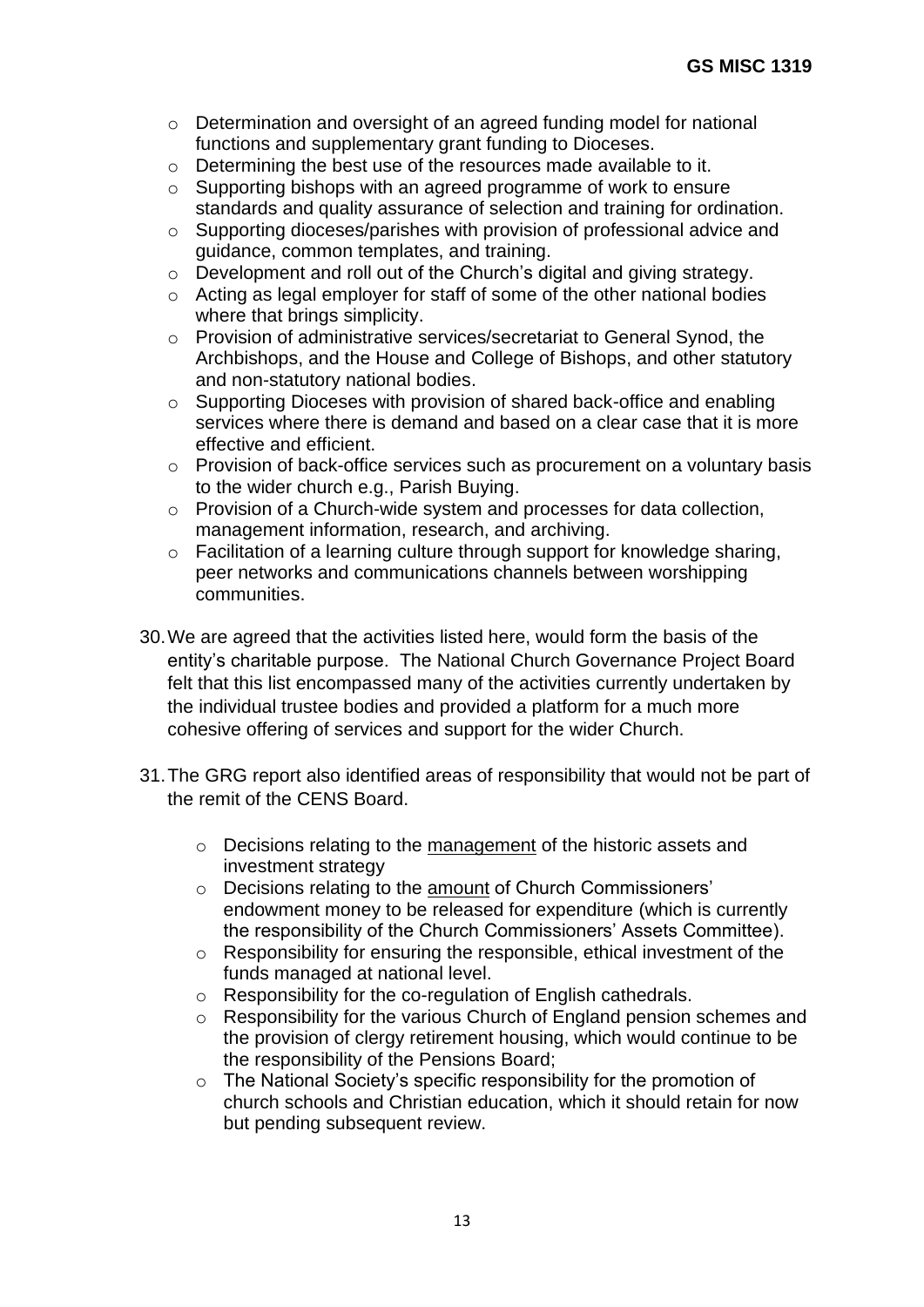- Determination and oversight of an agreed funding model for national functions and supplementary grant funding to Dioceses.
- Determining the best use of the resources made available to it.
- Supporting bishops with an agreed programme of work to ensure standards and quality assurance of selection and training for ordination.
- Supporting dioceses/parishes with provision of professional advice and guidance, common templates, and training.
- Development and roll out of the Church's digital and giving strategy.
- Acting as legal employer for staff of some of the other national bodies where that brings simplicity.
- Provision of administrative services/secretariat to General Synod, the Archbishops, and the House and College of Bishops, and other statutory and non-statutory national bodies.
- Supporting Dioceses with provision of shared back-office and enabling services where there is demand and based on a clear case that it is more effective and efficient.
- Provision of back-office services such as procurement on a voluntary basis to the wider church e.g., Parish Buying.
- Provision of a Church-wide system and processes for data collection, management information, research, and archiving.
- Facilitation of a learning culture through support for knowledge sharing, peer networks and communications channels between worshipping communities.

30. We are agreed that the activities listed here, would form the basis of the entity's charitable purpose. The National Church Governance Project Board felt that this list encompassed many of the activities currently undertaken by the individual trustee bodies and provided a platform for a much more cohesive offering of services and support for the wider Church.

31. The GRG report also identified areas of responsibility that would not be part of the remit of the CENS Board.

    - Decisions relating to the <u>management</u> of the historic assets and investment strategy
    - Decisions relating to the <u>amount</u> of Church Commissioners' endowment money to be released for expenditure (which is currently the responsibility of the Church Commissioners' Assets Committee).
    - Responsibility for ensuring the responsible, ethical investment of the funds managed at national level.
    - Responsibility for the co-regulation of English cathedrals.
    - Responsibility for the various Church of England pension schemes and the provision of clergy retirement housing, which would continue to be the responsibility of the Pensions Board;
    - The National Society's specific responsibility for the promotion of church schools and Christian education, which it should retain for now but pending subsequent review.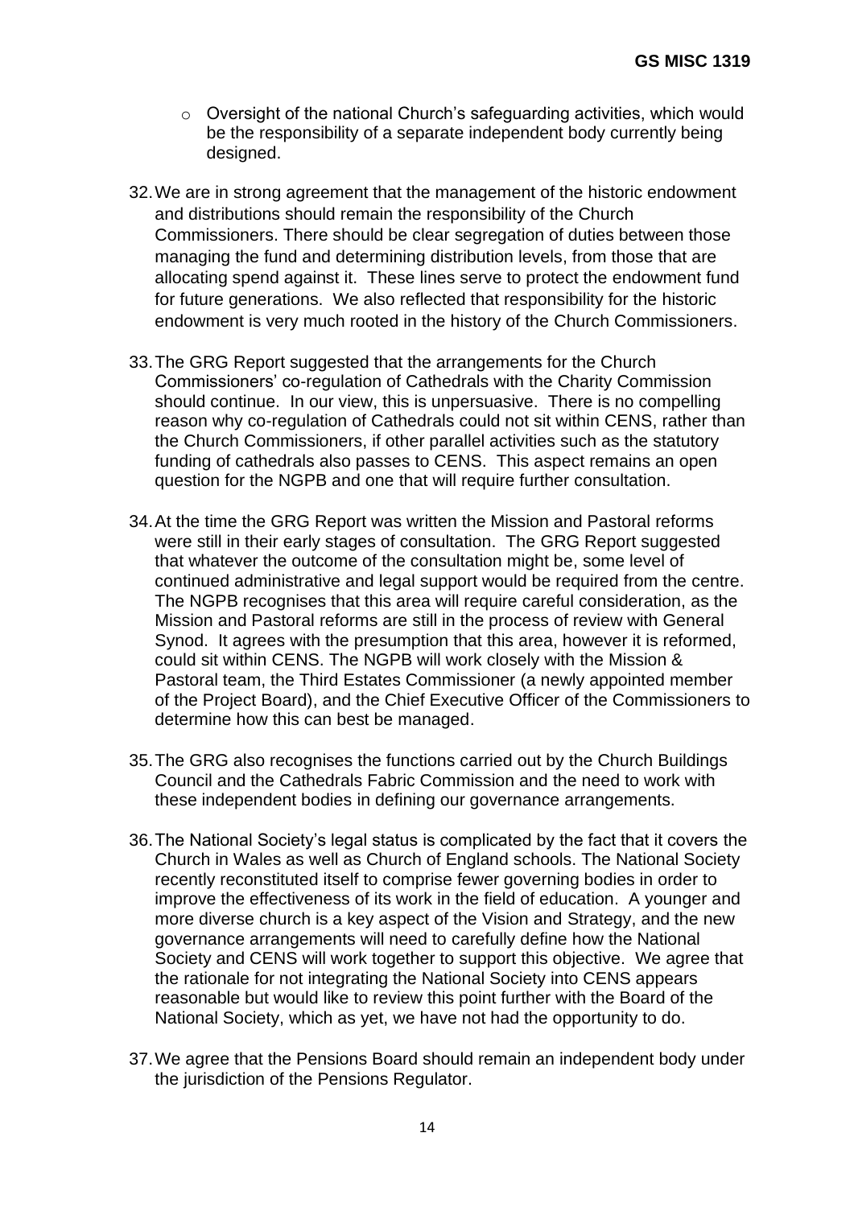- Oversight of the national Church's safeguarding activities, which would be the responsibility of a separate independent body currently being designed.

32. We are in strong agreement that the management of the historic endowment and distributions should remain the responsibility of the Church Commissioners. There should be clear segregation of duties between those managing the fund and determining distribution levels, from those that are allocating spend against it. These lines serve to protect the endowment fund for future generations. We also reflected that responsibility for the historic endowment is very much rooted in the history of the Church Commissioners.

33. The GRG Report suggested that the arrangements for the Church Commissioners' co-regulation of Cathedrals with the Charity Commission should continue. In our view, this is unpersuasive. There is no compelling reason why co-regulation of Cathedrals could not sit within CENS, rather than the Church Commissioners, if other parallel activities such as the statutory funding of cathedrals also passes to CENS. This aspect remains an open question for the NGPB and one that will require further consultation.

34. At the time the GRG Report was written the Mission and Pastoral reforms were still in their early stages of consultation. The GRG Report suggested that whatever the outcome of the consultation might be, some level of continued administrative and legal support would be required from the centre. The NGPB recognises that this area will require careful consideration, as the Mission and Pastoral reforms are still in the process of review with General Synod. It agrees with the presumption that this area, however it is reformed, could sit within CENS. The NGPB will work closely with the Mission & Pastoral team, the Third Estates Commissioner (a newly appointed member of the Project Board), and the Chief Executive Officer of the Commissioners to determine how this can best be managed.

35. The GRG also recognises the functions carried out by the Church Buildings Council and the Cathedrals Fabric Commission and the need to work with these independent bodies in defining our governance arrangements.

36. The National Society's legal status is complicated by the fact that it covers the Church in Wales as well as Church of England schools. The National Society recently reconstituted itself to comprise fewer governing bodies in order to improve the effectiveness of its work in the field of education. A younger and more diverse church is a key aspect of the Vision and Strategy, and the new governance arrangements will need to carefully define how the National Society and CENS will work together to support this objective. We agree that the rationale for not integrating the National Society into CENS appears reasonable but would like to review this point further with the Board of the National Society, which as yet, we have not had the opportunity to do.

37. We agree that the Pensions Board should remain an independent body under the jurisdiction of the Pensions Regulator.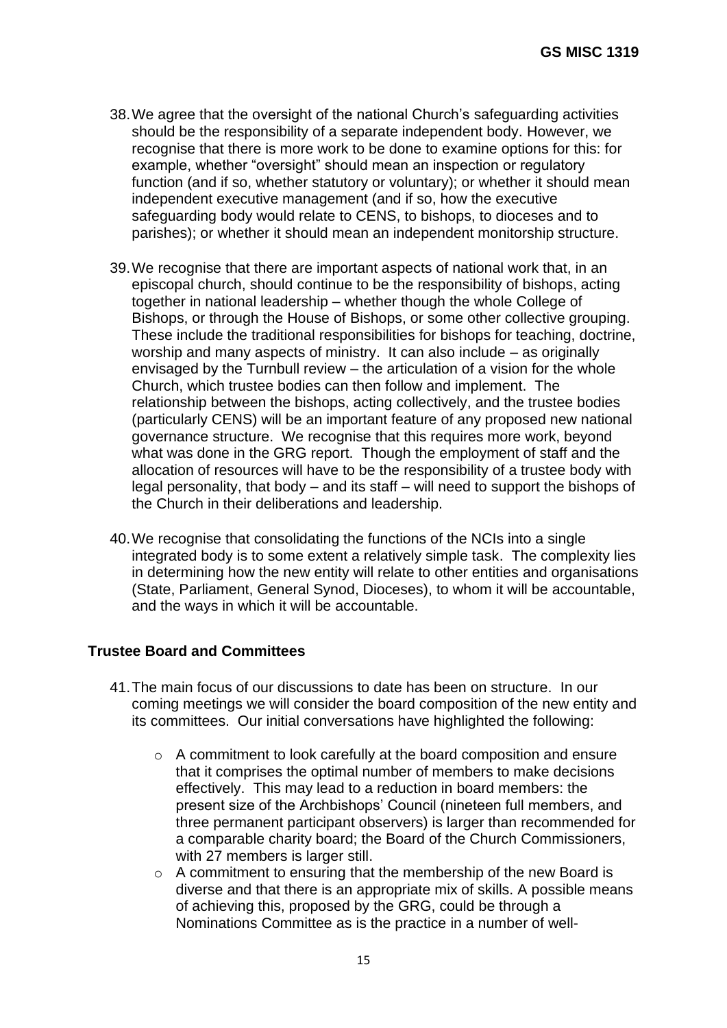38. We agree that the oversight of the national Church's safeguarding activities should be the responsibility of a separate independent body. However, we recognise that there is more work to be done to examine options for this: for example, whether "oversight" should mean an inspection or regulatory function (and if so, whether statutory or voluntary); or whether it should mean independent executive management (and if so, how the executive safeguarding body would relate to CENS, to bishops, to dioceses and to parishes); or whether it should mean an independent monitorship structure.

39. We recognise that there are important aspects of national work that, in an episcopal church, should continue to be the responsibility of bishops, acting together in national leadership – whether though the whole College of Bishops, or through the House of Bishops, or some other collective grouping. These include the traditional responsibilities for bishops for teaching, doctrine, worship and many aspects of ministry. It can also include – as originally envisaged by the Turnbull review – the articulation of a vision for the whole Church, which trustee bodies can then follow and implement. The relationship between the bishops, acting collectively, and the trustee bodies (particularly CENS) will be an important feature of any proposed new national governance structure. We recognise that this requires more work, beyond what was done in the GRG report. Though the employment of staff and the allocation of resources will have to be the responsibility of a trustee body with legal personality, that body – and its staff – will need to support the bishops of the Church in their deliberations and leadership.

40. We recognise that consolidating the functions of the NCIs into a single integrated body is to some extent a relatively simple task. The complexity lies in determining how the new entity will relate to other entities and organisations (State, Parliament, General Synod, Dioceses), to whom it will be accountable, and the ways in which it will be accountable.

## Trustee Board and Committees

41. The main focus of our discussions to date has been on structure. In our coming meetings we will consider the board composition of the new entity and its committees. Our initial conversations have highlighted the following:

    - A commitment to look carefully at the board composition and ensure that it comprises the optimal number of members to make decisions effectively. This may lead to a reduction in board members: the present size of the Archbishops' Council (nineteen full members, and three permanent participant observers) is larger than recommended for a comparable charity board; the Board of the Church Commissioners, with 27 members is larger still.
    - A commitment to ensuring that the membership of the new Board is diverse and that there is an appropriate mix of skills. A possible means of achieving this, proposed by the GRG, could be through a Nominations Committee as is the practice in a number of well-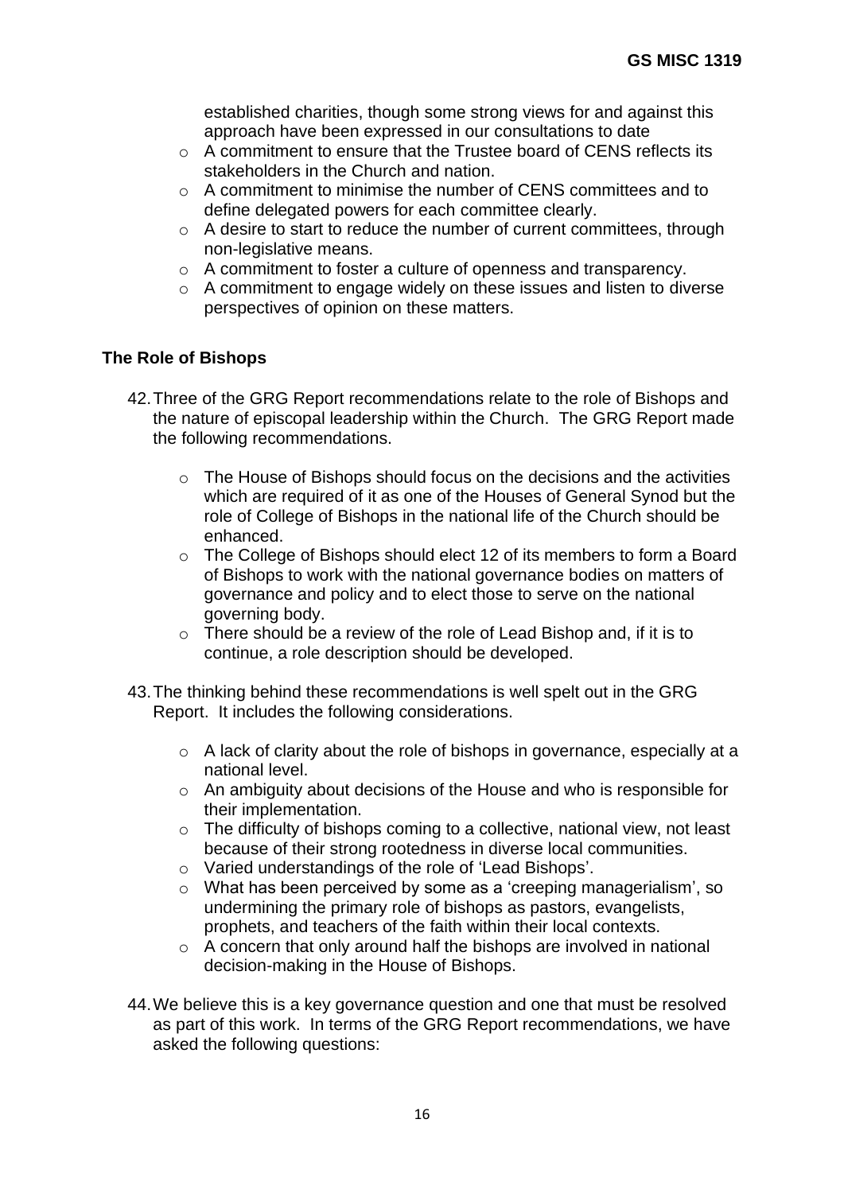established charities, though some strong views for and against this approach have been expressed in our consultations to date

- A commitment to ensure that the Trustee board of CENS reflects its stakeholders in the Church and nation.
- A commitment to minimise the number of CENS committees and to define delegated powers for each committee clearly.
- A desire to start to reduce the number of current committees, through non-legislative means.
- A commitment to foster a culture of openness and transparency.
- A commitment to engage widely on these issues and listen to diverse perspectives of opinion on these matters.

## The Role of Bishops

42. Three of the GRG Report recommendations relate to the role of Bishops and the nature of episcopal leadership within the Church. The GRG Report made the following recommendations.

    - The House of Bishops should focus on the decisions and the activities which are required of it as one of the Houses of General Synod but the role of College of Bishops in the national life of the Church should be enhanced.
    - The College of Bishops should elect 12 of its members to form a Board of Bishops to work with the national governance bodies on matters of governance and policy and to elect those to serve on the national governing body.
    - There should be a review of the role of Lead Bishop and, if it is to continue, a role description should be developed.

43. The thinking behind these recommendations is well spelt out in the GRG Report. It includes the following considerations.

    - A lack of clarity about the role of bishops in governance, especially at a national level.
    - An ambiguity about decisions of the House and who is responsible for their implementation.
    - The difficulty of bishops coming to a collective, national view, not least because of their strong rootedness in diverse local communities.
    - Varied understandings of the role of 'Lead Bishops'.
    - What has been perceived by some as a 'creeping managerialism', so undermining the primary role of bishops as pastors, evangelists, prophets, and teachers of the faith within their local contexts.
    - A concern that only around half the bishops are involved in national decision-making in the House of Bishops.

44. We believe this is a key governance question and one that must be resolved as part of this work. In terms of the GRG Report recommendations, we have asked the following questions: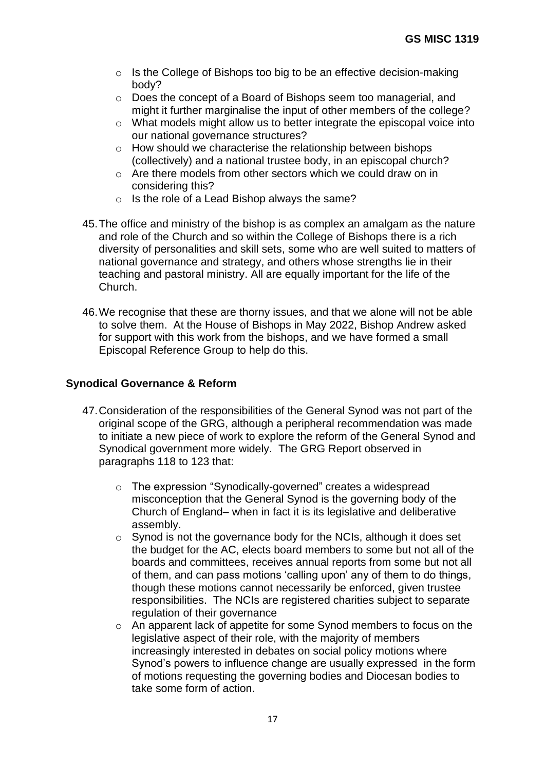- Is the College of Bishops too big to be an effective decision-making body?
- Does the concept of a Board of Bishops seem too managerial, and might it further marginalise the input of other members of the college?
- What models might allow us to better integrate the episcopal voice into our national governance structures?
- How should we characterise the relationship between bishops (collectively) and a national trustee body, in an episcopal church?
- Are there models from other sectors which we could draw on in considering this?
- Is the role of a Lead Bishop always the same?

45. The office and ministry of the bishop is as complex an amalgam as the nature and role of the Church and so within the College of Bishops there is a rich diversity of personalities and skill sets, some who are well suited to matters of national governance and strategy, and others whose strengths lie in their teaching and pastoral ministry. All are equally important for the life of the Church.

46. We recognise that these are thorny issues, and that we alone will not be able to solve them. At the House of Bishops in May 2022, Bishop Andrew asked for support with this work from the bishops, and we have formed a small Episcopal Reference Group to help do this.

**Synodical Governance & Reform**

47. Consideration of the responsibilities of the General Synod was not part of the original scope of the GRG, although a peripheral recommendation was made to initiate a new piece of work to explore the reform of the General Synod and Synodical government more widely. The GRG Report observed in paragraphs 118 to 123 that:

    - The expression "Synodically-governed" creates a widespread misconception that the General Synod is the governing body of the Church of England– when in fact it is its legislative and deliberative assembly.
    - Synod is not the governance body for the NCIs, although it does set the budget for the AC, elects board members to some but not all of the boards and committees, receives annual reports from some but not all of them, and can pass motions 'calling upon' any of them to do things, though these motions cannot necessarily be enforced, given trustee responsibilities. The NCIs are registered charities subject to separate regulation of their governance
    - An apparent lack of appetite for some Synod members to focus on the legislative aspect of their role, with the majority of members increasingly interested in debates on social policy motions where Synod's powers to influence change are usually expressed in the form of motions requesting the governing bodies and Diocesan bodies to take some form of action.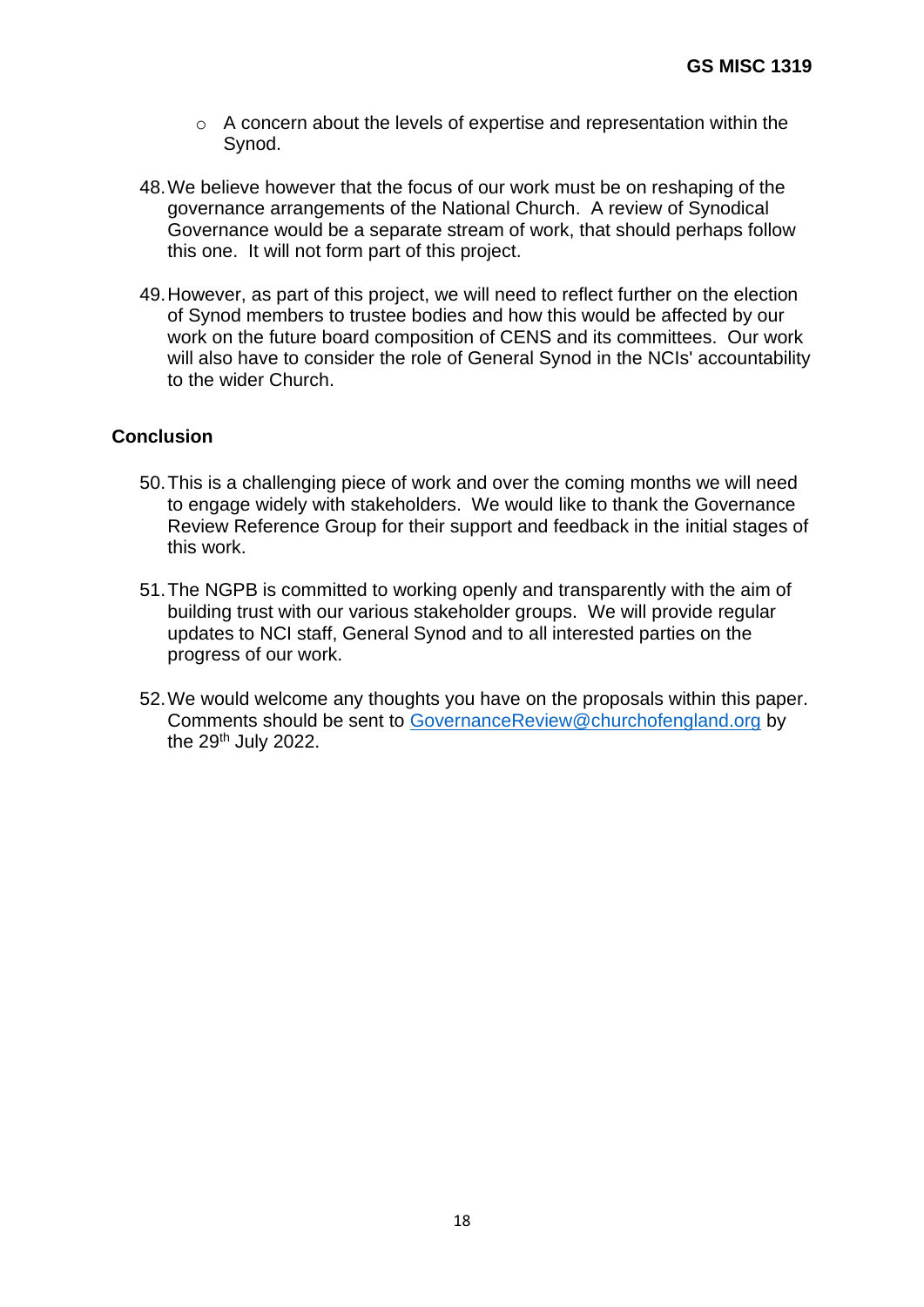- A concern about the levels of expertise and representation within the Synod.

48. We believe however that the focus of our work must be on reshaping of the governance arrangements of the National Church. A review of Synodical Governance would be a separate stream of work, that should perhaps follow this one. It will not form part of this project.

49. However, as part of this project, we will need to reflect further on the election of Synod members to trustee bodies and how this would be affected by our work on the future board composition of CENS and its committees. Our work will also have to consider the role of General Synod in the NCIs' accountability to the wider Church.

## Conclusion

50. This is a challenging piece of work and over the coming months we will need to engage widely with stakeholders. We would like to thank the Governance Review Reference Group for their support and feedback in the initial stages of this work.

51. The NGPB is committed to working openly and transparently with the aim of building trust with our various stakeholder groups. We will provide regular updates to NCI staff, General Synod and to all interested parties on the progress of our work.

52. We would welcome any thoughts you have on the proposals within this paper. Comments should be sent to GovernanceReview@churchofengland.org by the 29th July 2022.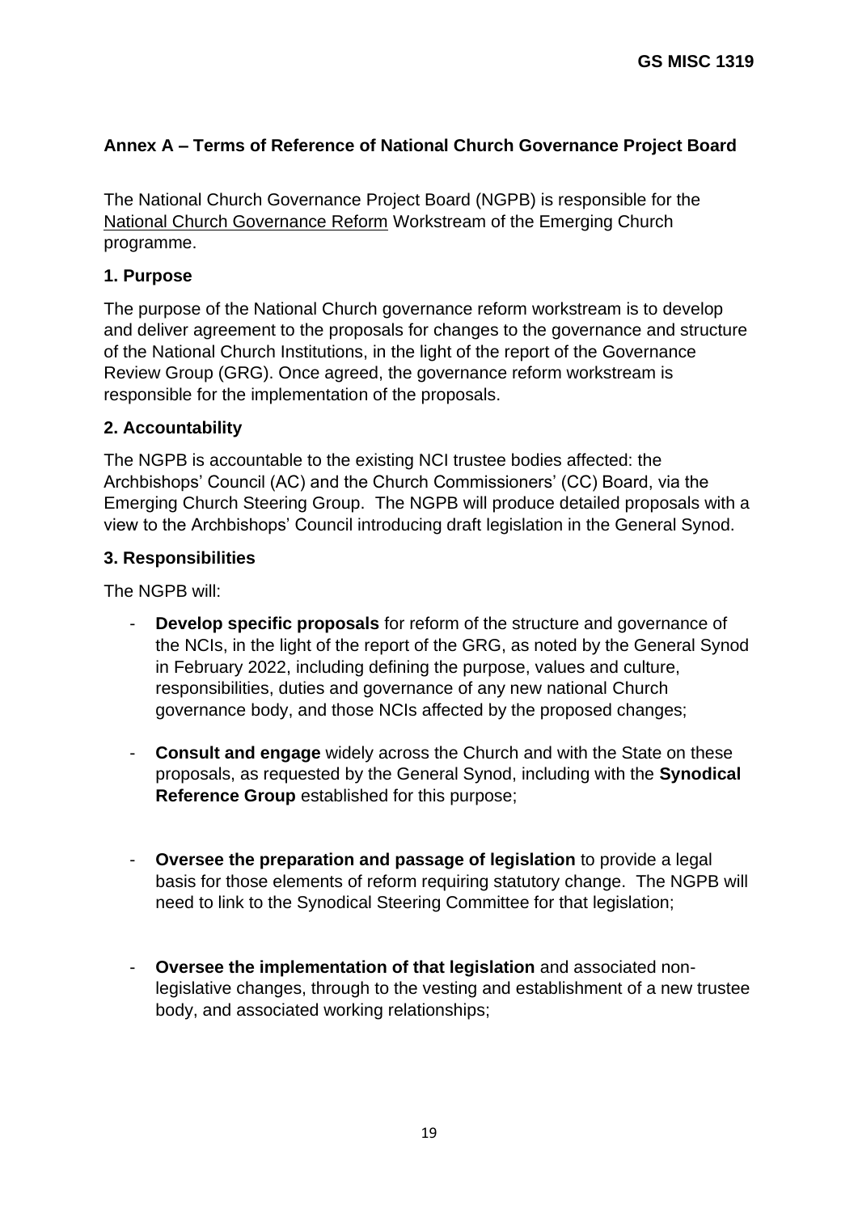## Annex A – Terms of Reference of National Church Governance Project Board

The National Church Governance Project Board (NGPB) is responsible for the National Church Governance Reform Workstream of the Emerging Church programme.

### 1. Purpose

The purpose of the National Church governance reform workstream is to develop and deliver agreement to the proposals for changes to the governance and structure of the National Church Institutions, in the light of the report of the Governance Review Group (GRG). Once agreed, the governance reform workstream is responsible for the implementation of the proposals.

### 2. Accountability

The NGPB is accountable to the existing NCI trustee bodies affected: the Archbishops' Council (AC) and the Church Commissioners' (CC) Board, via the Emerging Church Steering Group. The NGPB will produce detailed proposals with a view to the Archbishops' Council introducing draft legislation in the General Synod.

### 3. Responsibilities

The NGPB will:

- **Develop specific proposals** for reform of the structure and governance of the NCIs, in the light of the report of the GRG, as noted by the General Synod in February 2022, including defining the purpose, values and culture, responsibilities, duties and governance of any new national Church governance body, and those NCIs affected by the proposed changes;

- **Consult and engage** widely across the Church and with the State on these proposals, as requested by the General Synod, including with the **Synodical Reference Group** established for this purpose;

- **Oversee the preparation and passage of legislation** to provide a legal basis for those elements of reform requiring statutory change. The NGPB will need to link to the Synodical Steering Committee for that legislation;

- **Oversee the implementation of that legislation** and associated non-legislative changes, through to the vesting and establishment of a new trustee body, and associated working relationships;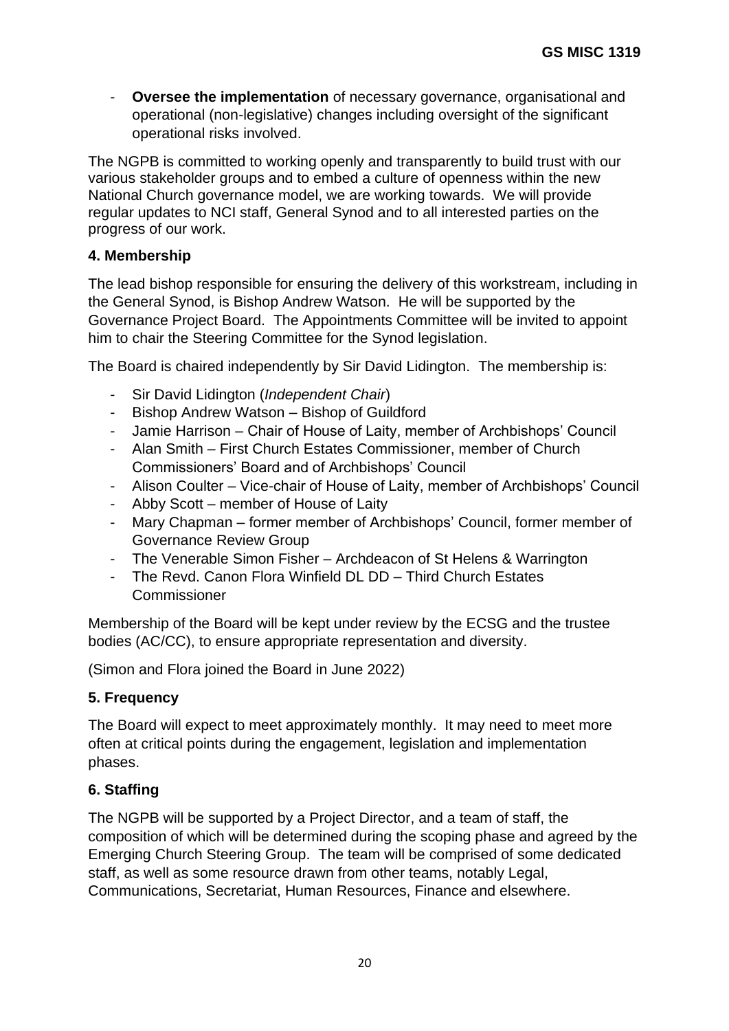- **Oversee the implementation** of necessary governance, organisational and operational (non-legislative) changes including oversight of the significant operational risks involved.

The NGPB is committed to working openly and transparently to build trust with our various stakeholder groups and to embed a culture of openness within the new National Church governance model, we are working towards. We will provide regular updates to NCI staff, General Synod and to all interested parties on the progress of our work.

### 4. Membership

The lead bishop responsible for ensuring the delivery of this workstream, including in the General Synod, is Bishop Andrew Watson. He will be supported by the Governance Project Board. The Appointments Committee will be invited to appoint him to chair the Steering Committee for the Synod legislation.

The Board is chaired independently by Sir David Lidington. The membership is:

- Sir David Lidington (*Independent Chair*)
- Bishop Andrew Watson – Bishop of Guildford
- Jamie Harrison – Chair of House of Laity, member of Archbishops' Council
- Alan Smith – First Church Estates Commissioner, member of Church Commissioners' Board and of Archbishops' Council
- Alison Coulter – Vice-chair of House of Laity, member of Archbishops' Council
- Abby Scott – member of House of Laity
- Mary Chapman – former member of Archbishops' Council, former member of Governance Review Group
- The Venerable Simon Fisher – Archdeacon of St Helens & Warrington
- The Revd. Canon Flora Winfield DL DD – Third Church Estates Commissioner

Membership of the Board will be kept under review by the ECSG and the trustee bodies (AC/CC), to ensure appropriate representation and diversity.

(Simon and Flora joined the Board in June 2022)

### 5. Frequency

The Board will expect to meet approximately monthly. It may need to meet more often at critical points during the engagement, legislation and implementation phases.

### 6. Staffing

The NGPB will be supported by a Project Director, and a team of staff, the composition of which will be determined during the scoping phase and agreed by the Emerging Church Steering Group. The team will be comprised of some dedicated staff, as well as some resource drawn from other teams, notably Legal, Communications, Secretariat, Human Resources, Finance and elsewhere.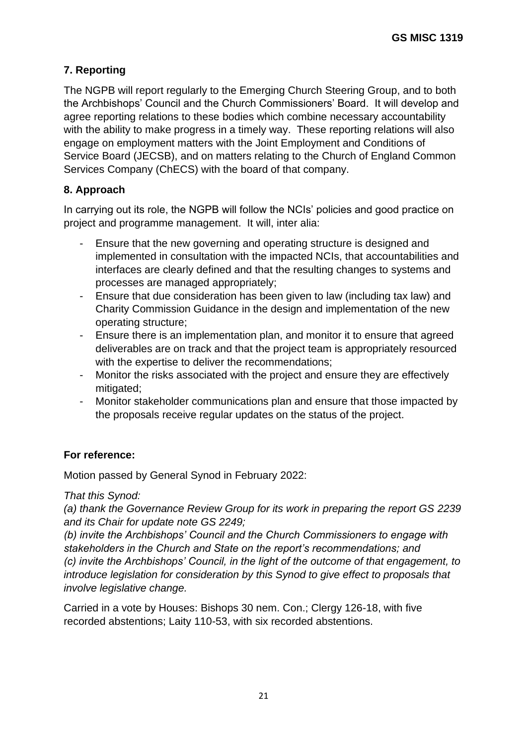## 7. Reporting

The NGPB will report regularly to the Emerging Church Steering Group, and to both the Archbishops' Council and the Church Commissioners' Board. It will develop and agree reporting relations to these bodies which combine necessary accountability with the ability to make progress in a timely way. These reporting relations will also engage on employment matters with the Joint Employment and Conditions of Service Board (JECSB), and on matters relating to the Church of England Common Services Company (ChECS) with the board of that company.

## 8. Approach

In carrying out its role, the NGPB will follow the NCIs' policies and good practice on project and programme management. It will, inter alia:

- Ensure that the new governing and operating structure is designed and implemented in consultation with the impacted NCIs, that accountabilities and interfaces are clearly defined and that the resulting changes to systems and processes are managed appropriately;
- Ensure that due consideration has been given to law (including tax law) and Charity Commission Guidance in the design and implementation of the new operating structure;
- Ensure there is an implementation plan, and monitor it to ensure that agreed deliverables are on track and that the project team is appropriately resourced with the expertise to deliver the recommendations;
- Monitor the risks associated with the project and ensure they are effectively mitigated;
- Monitor stakeholder communications plan and ensure that those impacted by the proposals receive regular updates on the status of the project.

**For reference:**

Motion passed by General Synod in February 2022:

*That this Synod:*
*(a) thank the Governance Review Group for its work in preparing the report GS 2239 and its Chair for update note GS 2249;*
*(b) invite the Archbishops' Council and the Church Commissioners to engage with stakeholders in the Church and State on the report's recommendations; and*
*(c) invite the Archbishops' Council, in the light of the outcome of that engagement, to introduce legislation for consideration by this Synod to give effect to proposals that involve legislative change.*

Carried in a vote by Houses: Bishops 30 nem. Con.; Clergy 126-18, with five recorded abstentions; Laity 110-53, with six recorded abstentions.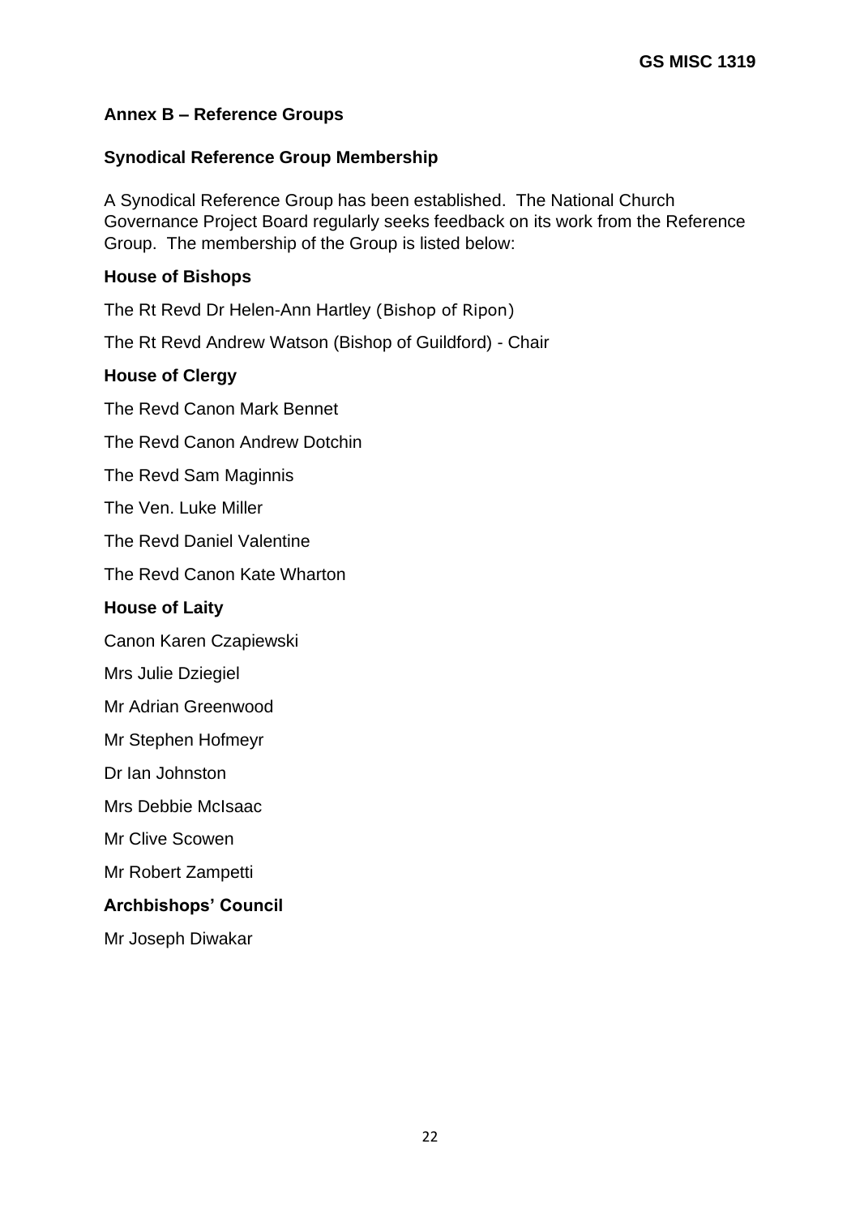## Annex B – Reference Groups

### Synodical Reference Group Membership

A Synodical Reference Group has been established. The National Church Governance Project Board regularly seeks feedback on its work from the Reference Group. The membership of the Group is listed below:

**House of Bishops**

The Rt Revd Dr Helen-Ann Hartley (Bishop of Ripon)

The Rt Revd Andrew Watson (Bishop of Guildford) - Chair

**House of Clergy**

The Revd Canon Mark Bennet

The Revd Canon Andrew Dotchin

The Revd Sam Maginnis

The Ven. Luke Miller

The Revd Daniel Valentine

The Revd Canon Kate Wharton

**House of Laity**

Canon Karen Czapiewski

Mrs Julie Dziegiel

Mr Adrian Greenwood

Mr Stephen Hofmeyr

Dr Ian Johnston

Mrs Debbie McIsaac

Mr Clive Scowen

Mr Robert Zampetti

**Archbishops' Council**

Mr Joseph Diwakar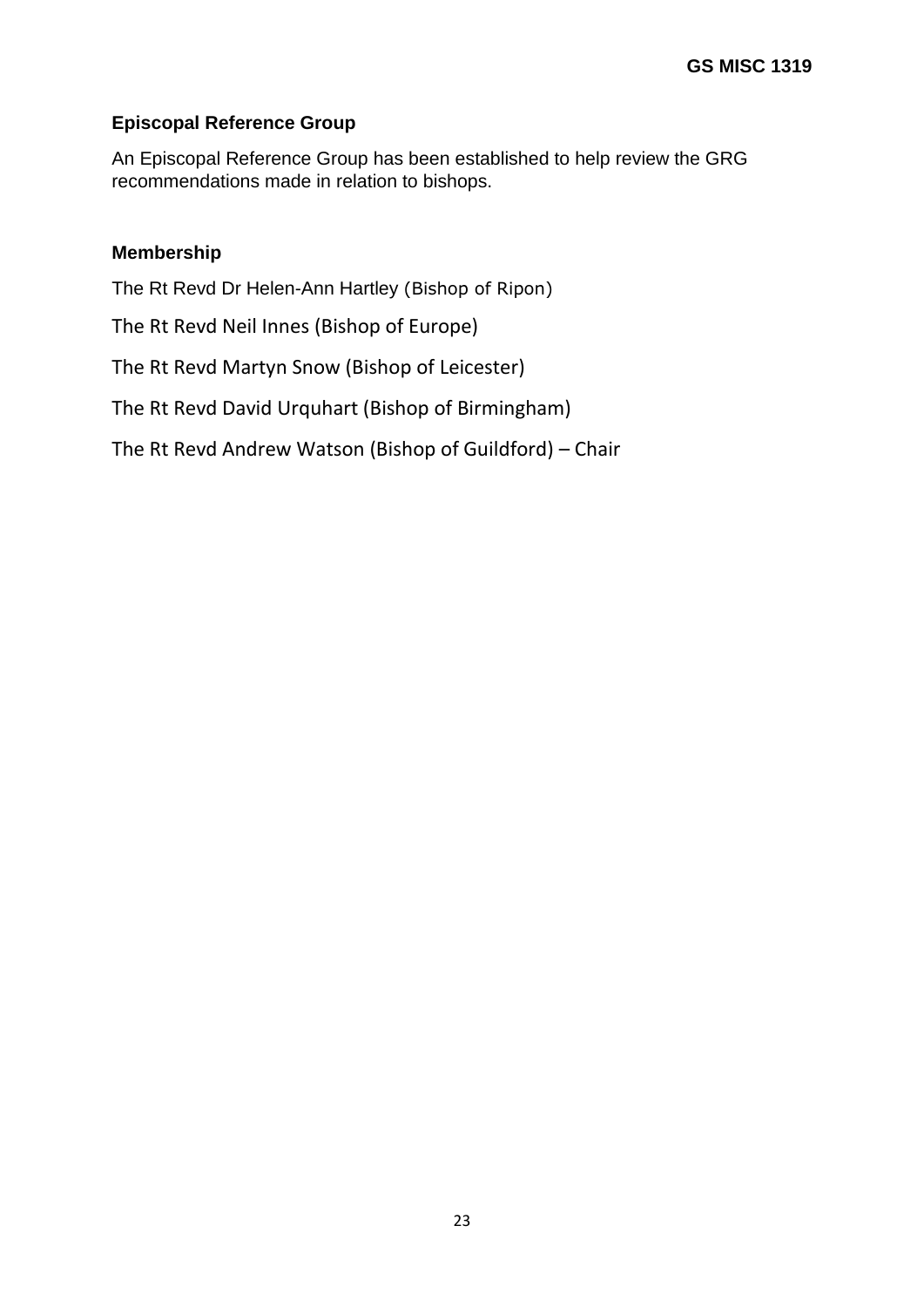**Episcopal Reference Group**

An Episcopal Reference Group has been established to help review the GRG recommendations made in relation to bishops.

**Membership**

The Rt Revd Dr Helen-Ann Hartley (Bishop of Ripon)

The Rt Revd Neil Innes (Bishop of Europe)

The Rt Revd Martyn Snow (Bishop of Leicester)

The Rt Revd David Urquhart (Bishop of Birmingham)

The Rt Revd Andrew Watson (Bishop of Guildford) – Chair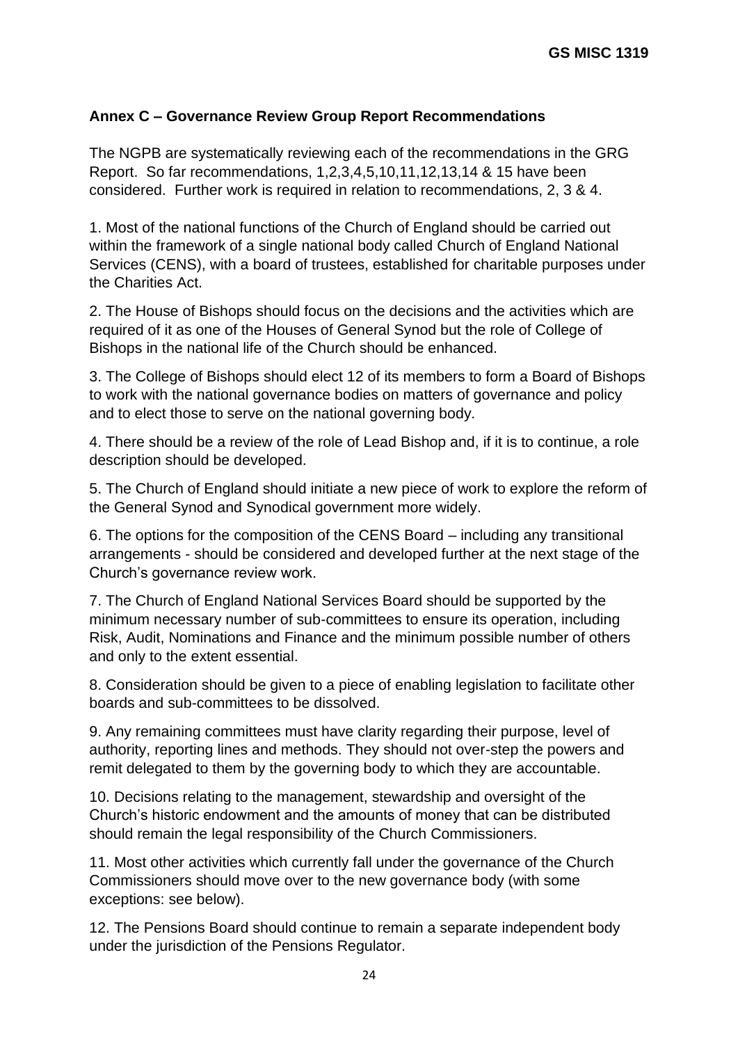## Annex C – Governance Review Group Report Recommendations

The NGPB are systematically reviewing each of the recommendations in the GRG Report. So far recommendations, 1,2,3,4,5,10,11,12,13,14 & 15 have been considered. Further work is required in relation to recommendations, 2, 3 & 4.

1. Most of the national functions of the Church of England should be carried out within the framework of a single national body called Church of England National Services (CENS), with a board of trustees, established for charitable purposes under the Charities Act.

2. The House of Bishops should focus on the decisions and the activities which are required of it as one of the Houses of General Synod but the role of College of Bishops in the national life of the Church should be enhanced.

3. The College of Bishops should elect 12 of its members to form a Board of Bishops to work with the national governance bodies on matters of governance and policy and to elect those to serve on the national governing body.

4. There should be a review of the role of Lead Bishop and, if it is to continue, a role description should be developed.

5. The Church of England should initiate a new piece of work to explore the reform of the General Synod and Synodical government more widely.

6. The options for the composition of the CENS Board – including any transitional arrangements - should be considered and developed further at the next stage of the Church's governance review work.

7. The Church of England National Services Board should be supported by the minimum necessary number of sub-committees to ensure its operation, including Risk, Audit, Nominations and Finance and the minimum possible number of others and only to the extent essential.

8. Consideration should be given to a piece of enabling legislation to facilitate other boards and sub-committees to be dissolved.

9. Any remaining committees must have clarity regarding their purpose, level of authority, reporting lines and methods. They should not over-step the powers and remit delegated to them by the governing body to which they are accountable.

10. Decisions relating to the management, stewardship and oversight of the Church's historic endowment and the amounts of money that can be distributed should remain the legal responsibility of the Church Commissioners.

11. Most other activities which currently fall under the governance of the Church Commissioners should move over to the new governance body (with some exceptions: see below).

12. The Pensions Board should continue to remain a separate independent body under the jurisdiction of the Pensions Regulator.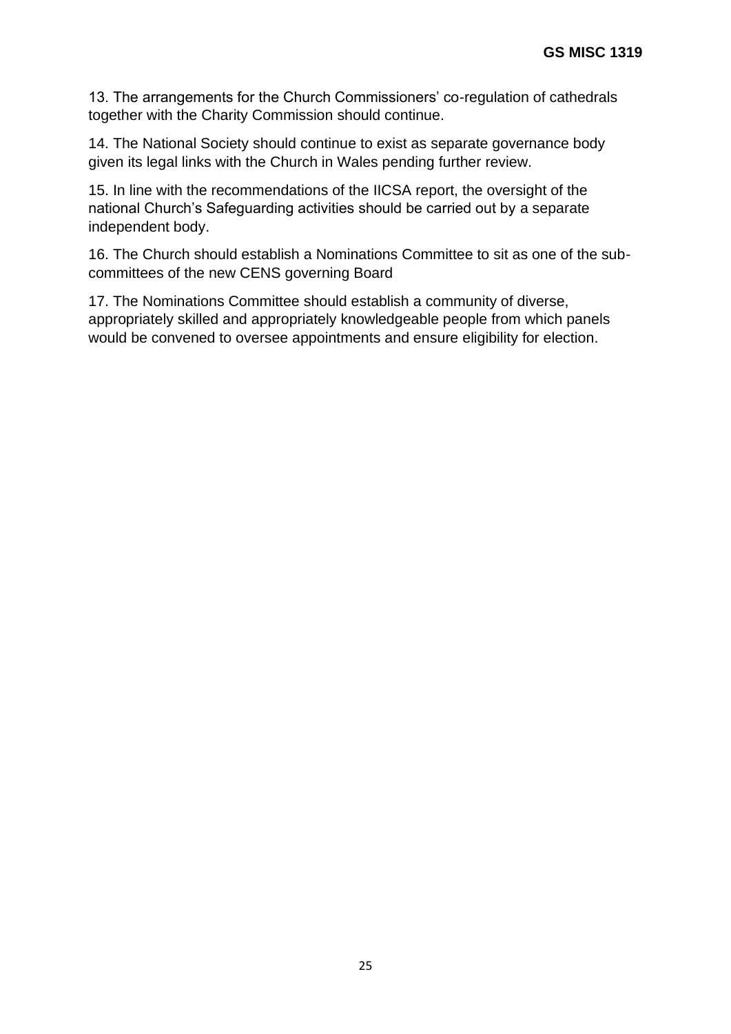13. The arrangements for the Church Commissioners' co-regulation of cathedrals together with the Charity Commission should continue.

14. The National Society should continue to exist as separate governance body given its legal links with the Church in Wales pending further review.

15. In line with the recommendations of the IICSA report, the oversight of the national Church's Safeguarding activities should be carried out by a separate independent body.

16. The Church should establish a Nominations Committee to sit as one of the sub-committees of the new CENS governing Board

17. The Nominations Committee should establish a community of diverse, appropriately skilled and appropriately knowledgeable people from which panels would be convened to oversee appointments and ensure eligibility for election.